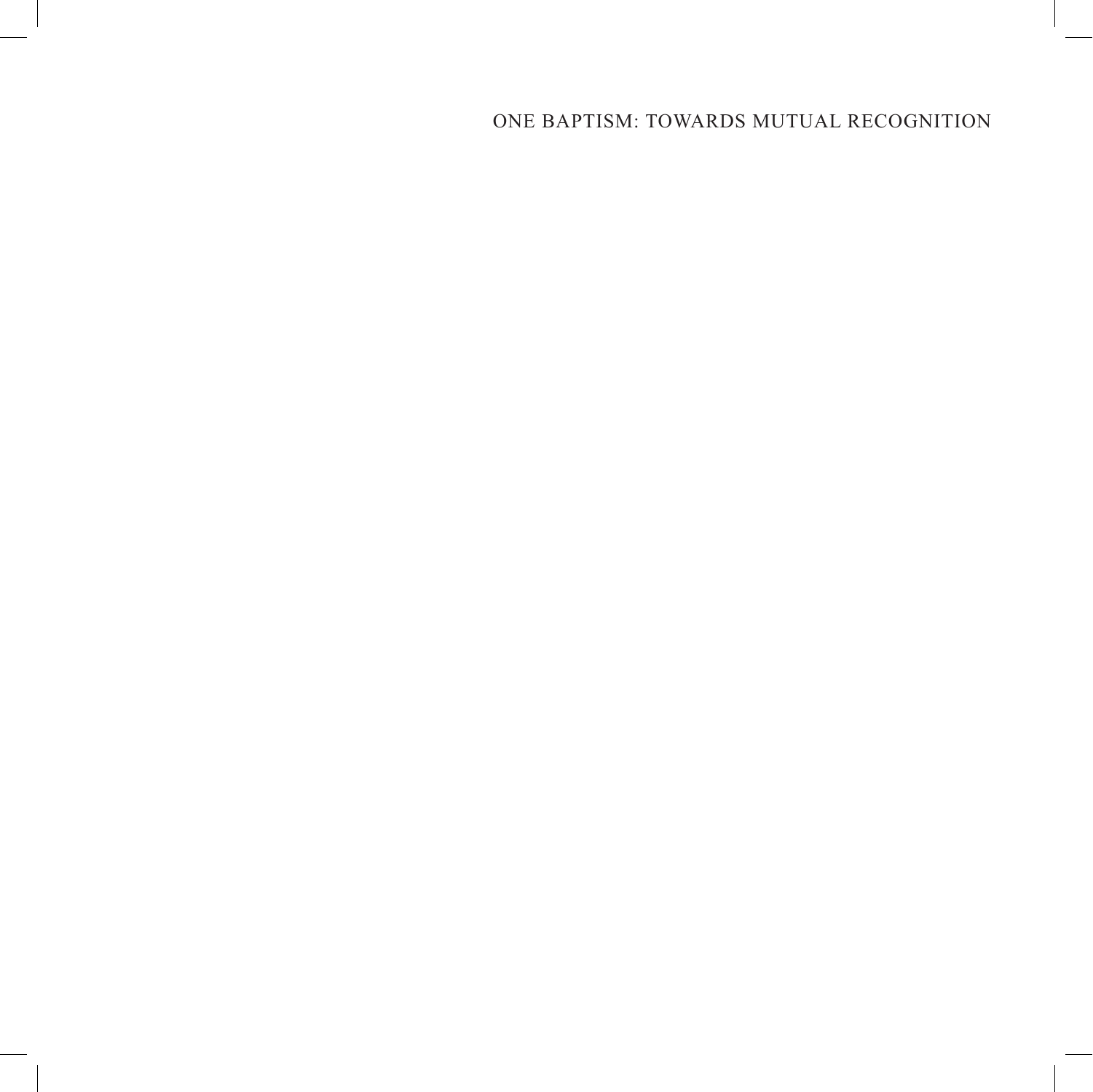# ONE BAPTISM: TOWARDS MUTUAL RECOGNITION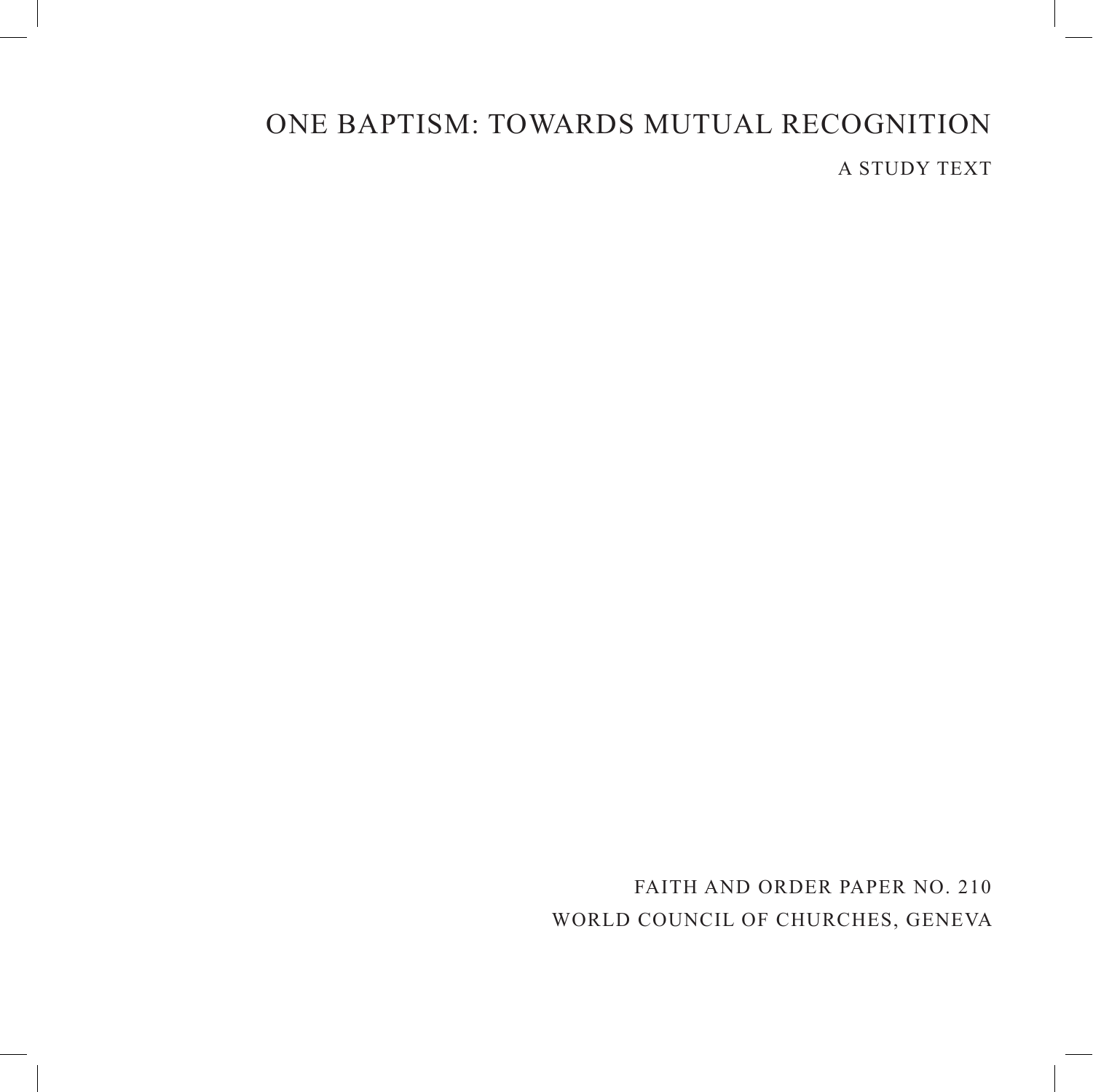# ONE BAPTISM: TOWARDS MUTUAL RECOGNITION

A STUDY TEXT

FAITH AND ORDER PAPER NO. 210

WORLD COUNCIL OF CHURCHES, GENEVA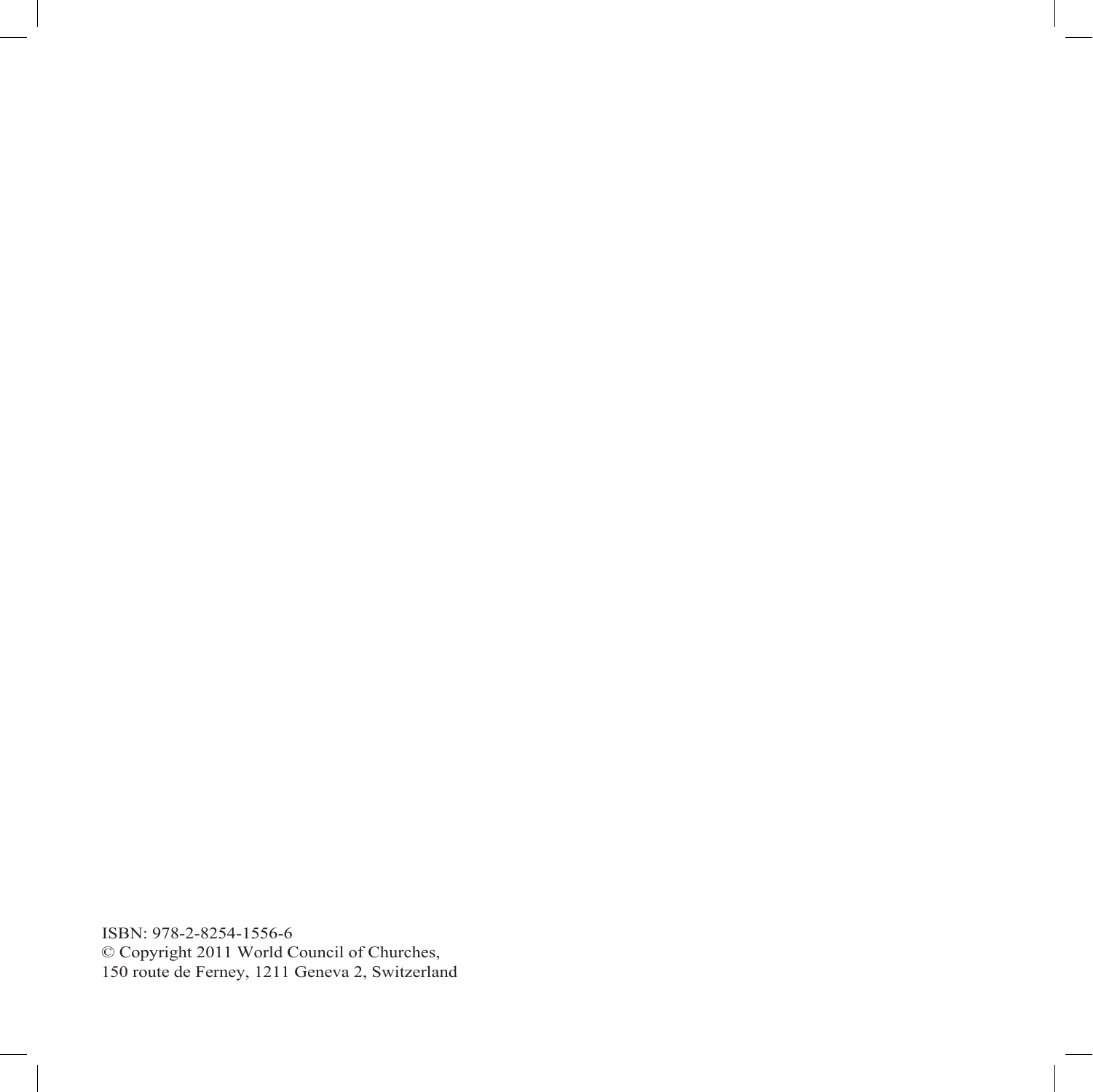ISBN: 978-2-8254-1556-6
© Copyright 2011 World Council of Churches,
150 route de Ferney, 1211 Geneva 2, Switzerland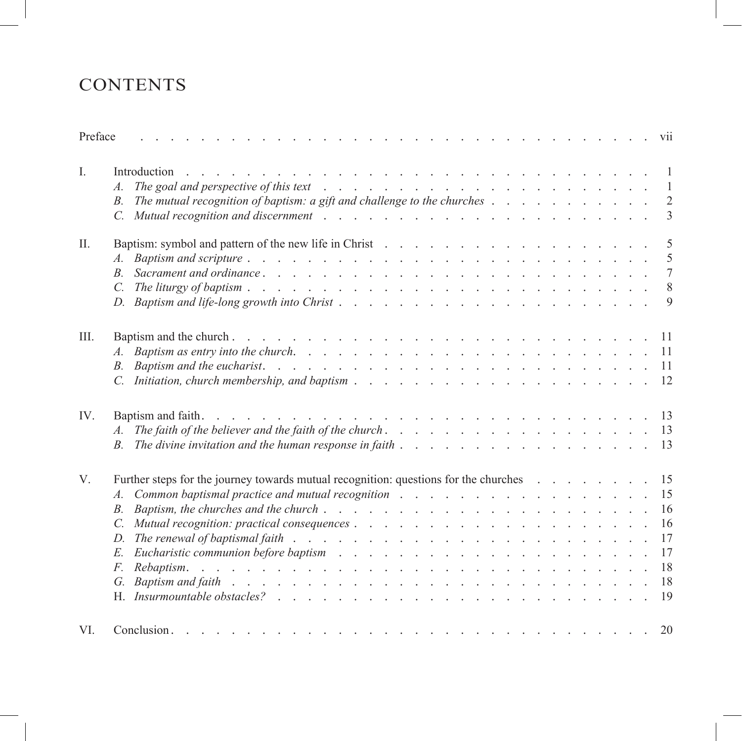# CONTENTS

| | | |
|---|---|---|
| Preface | | vii |
| I. | Introduction | 1 |
| | *A. The goal and perspective of this text* | 1 |
| | *B. The mutual recognition of baptism: a gift and challenge to the churches* | 2 |
| | *C. Mutual recognition and discernment* | 3 |
| II. | Baptism: symbol and pattern of the new life in Christ | 5 |
| | *A. Baptism and scripture* | 5 |
| | *B. Sacrament and ordinance* | 7 |
| | *C. The liturgy of baptism* | 8 |
| | *D. Baptism and life-long growth into Christ* | 9 |
| III. | Baptism and the church | 11 |
| | *A. Baptism as entry into the church.* | 11 |
| | *B. Baptism and the eucharist.* | 11 |
| | *C. Initiation, church membership, and baptism* | 12 |
| IV. | Baptism and faith | 13 |
| | *A. The faith of the believer and the faith of the church* | 13 |
| | *B. The divine invitation and the human response in faith* | 13 |
| V. | Further steps for the journey towards mutual recognition: questions for the churches | 15 |
| | *A. Common baptismal practice and mutual recognition* | 15 |
| | *B. Baptism, the churches and the church* | 16 |
| | *C. Mutual recognition: practical consequences* | 16 |
| | *D. The renewal of baptismal faith* | 17 |
| | *E. Eucharistic communion before baptism* | 17 |
| | *F. Rebaptism* | 18 |
| | *G. Baptism and faith* | 18 |
| | H. *Insurmountable obstacles?* | 19 |
| VI. | Conclusion | 20 |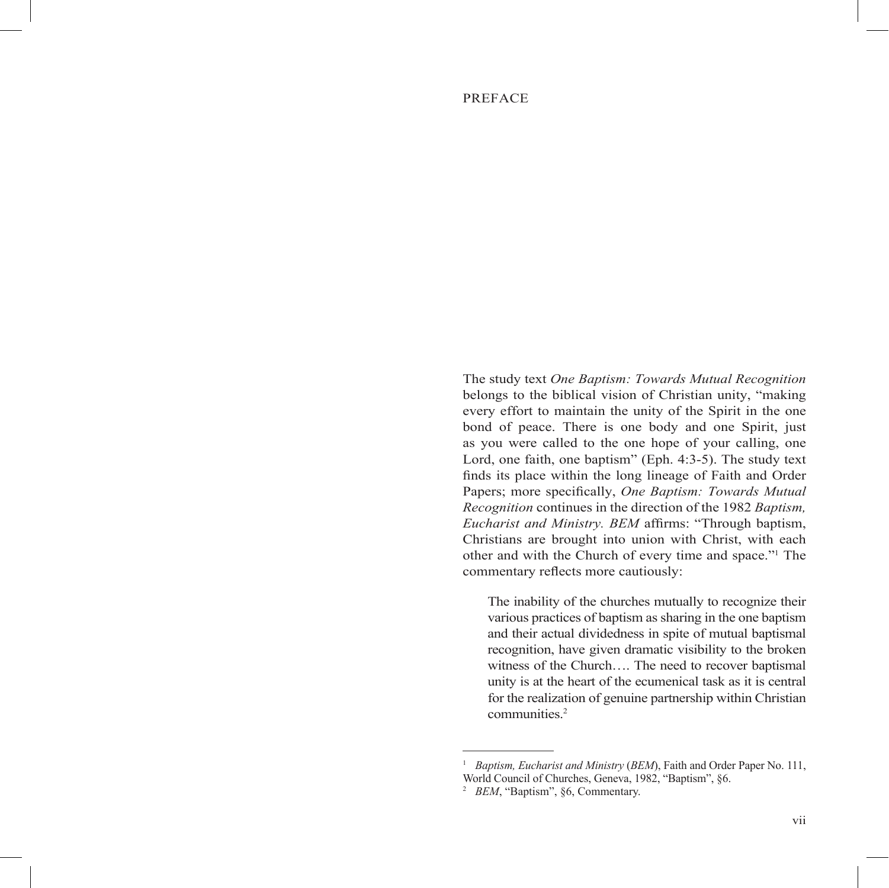# PREFACE

The study text *One Baptism: Towards Mutual Recognition* belongs to the biblical vision of Christian unity, "making every effort to maintain the unity of the Spirit in the one bond of peace. There is one body and one Spirit, just as you were called to the one hope of your calling, one Lord, one faith, one baptism" (Eph. 4:3-5). The study text finds its place within the long lineage of Faith and Order Papers; more specifically, *One Baptism: Towards Mutual Recognition* continues in the direction of the 1982 *Baptism, Eucharist and Ministry. BEM* affirms: "Through baptism, Christians are brought into union with Christ, with each other and with the Church of every time and space."[1] The commentary reflects more cautiously:

> The inability of the churches mutually to recognize their various practices of baptism as sharing in the one baptism and their actual dividedness in spite of mutual baptismal recognition, have given dramatic visibility to the broken witness of the Church…. The need to recover baptismal unity is at the heart of the ecumenical task as it is central for the realization of genuine partnership within Christian communities.[2]

---

[1] *Baptism, Eucharist and Ministry* (*BEM*), Faith and Order Paper No. 111, World Council of Churches, Geneva, 1982, "Baptism", §6.

[2] *BEM*, "Baptism", §6, Commentary.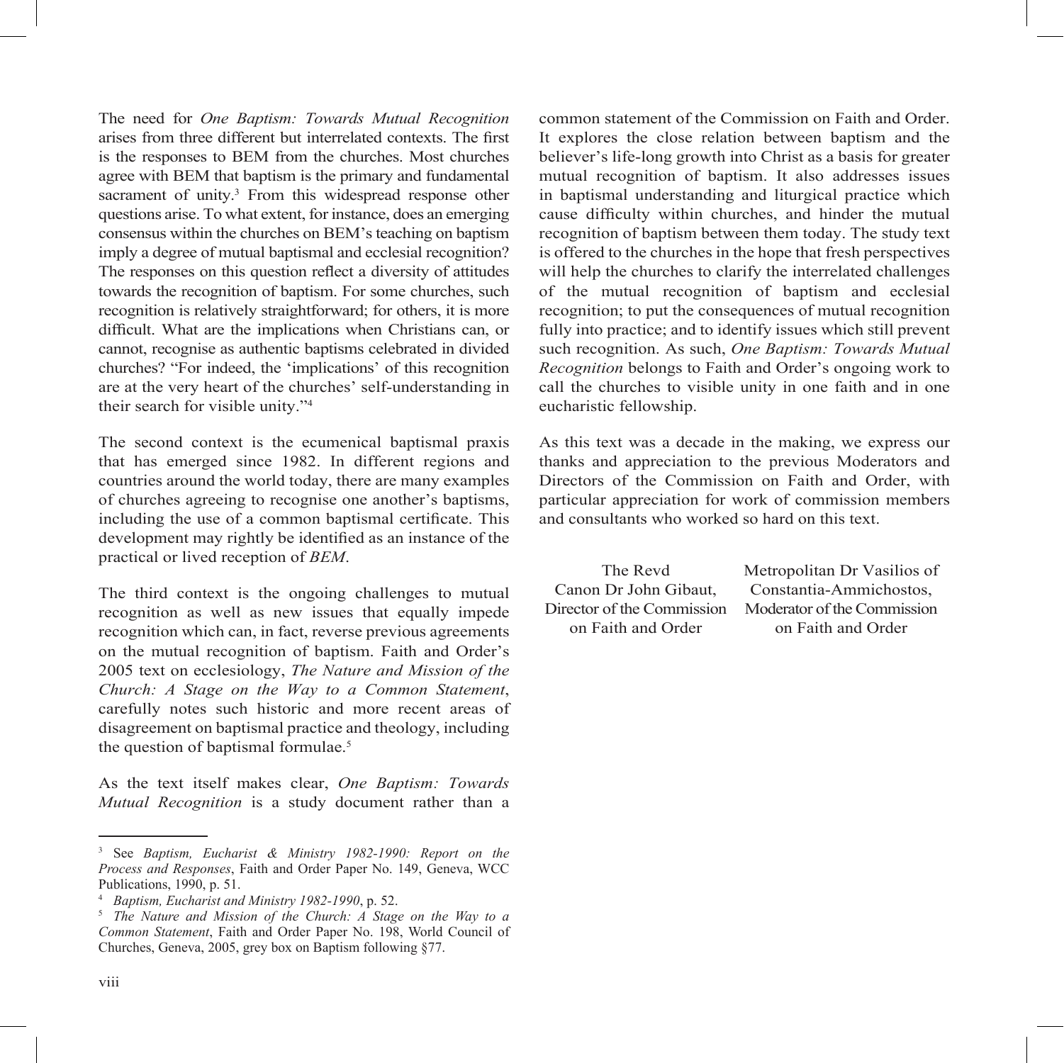The need for *One Baptism: Towards Mutual Recognition* arises from three different but interrelated contexts. The first is the responses to BEM from the churches. Most churches agree with BEM that baptism is the primary and fundamental sacrament of unity.[3] From this widespread response other questions arise. To what extent, for instance, does an emerging consensus within the churches on BEM's teaching on baptism imply a degree of mutual baptismal and ecclesial recognition? The responses on this question reflect a diversity of attitudes towards the recognition of baptism. For some churches, such recognition is relatively straightforward; for others, it is more difficult. What are the implications when Christians can, or cannot, recognise as authentic baptisms celebrated in divided churches? "For indeed, the 'implications' of this recognition are at the very heart of the churches' self-understanding in their search for visible unity."[4]

The second context is the ecumenical baptismal praxis that has emerged since 1982. In different regions and countries around the world today, there are many examples of churches agreeing to recognise one another's baptisms, including the use of a common baptismal certificate. This development may rightly be identified as an instance of the practical or lived reception of *BEM*.

The third context is the ongoing challenges to mutual recognition as well as new issues that equally impede recognition which can, in fact, reverse previous agreements on the mutual recognition of baptism. Faith and Order's 2005 text on ecclesiology, *The Nature and Mission of the Church: A Stage on the Way to a Common Statement*, carefully notes such historic and more recent areas of disagreement on baptismal practice and theology, including the question of baptismal formulae.[5]

As the text itself makes clear, *One Baptism: Towards Mutual Recognition* is a study document rather than a common statement of the Commission on Faith and Order. It explores the close relation between baptism and the believer's life-long growth into Christ as a basis for greater mutual recognition of baptism. It also addresses issues in baptismal understanding and liturgical practice which cause difficulty within churches, and hinder the mutual recognition of baptism between them today. The study text is offered to the churches in the hope that fresh perspectives will help the churches to clarify the interrelated challenges of the mutual recognition of baptism and ecclesial recognition; to put the consequences of mutual recognition fully into practice; and to identify issues which still prevent such recognition. As such, *One Baptism: Towards Mutual Recognition* belongs to Faith and Order's ongoing work to call the churches to visible unity in one faith and in one eucharistic fellowship.

As this text was a decade in the making, we express our thanks and appreciation to the previous Moderators and Directors of the Commission on Faith and Order, with particular appreciation for work of commission members and consultants who worked so hard on this text.

The Revd
Canon Dr John Gibaut,
Director of the Commission on Faith and Order

Metropolitan Dr Vasilios of
Constantia-Ammichostos,
Moderator of the Commission on Faith and Order

---

[3] See *Baptism, Eucharist & Ministry 1982-1990: Report on the Process and Responses*, Faith and Order Paper No. 149, Geneva, WCC Publications, 1990, p. 51.

[4] *Baptism, Eucharist and Ministry 1982-1990*, p. 52.

[5] *The Nature and Mission of the Church: A Stage on the Way to a Common Statement*, Faith and Order Paper No. 198, World Council of Churches, Geneva, 2005, grey box on Baptism following §77.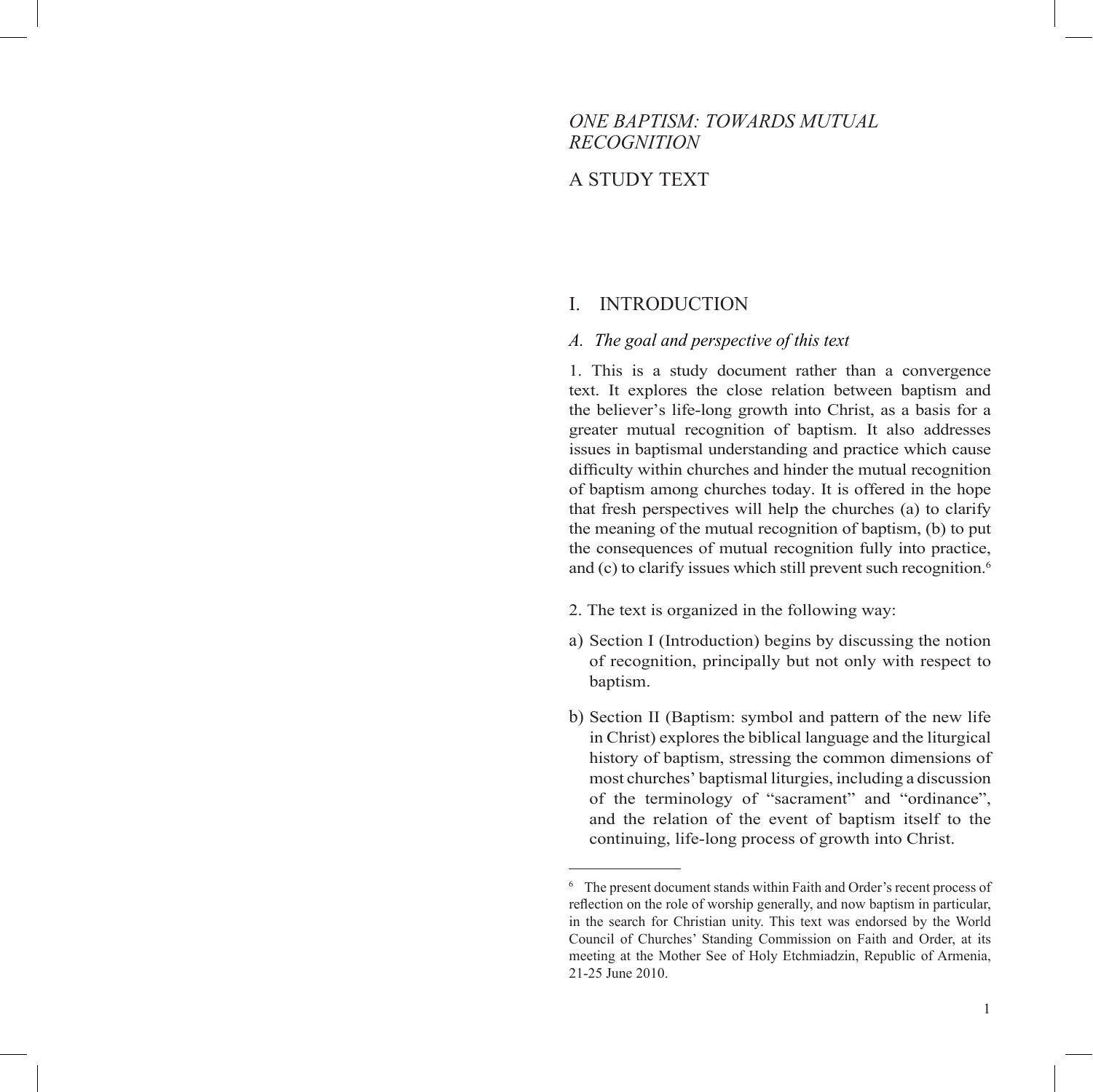# *ONE BAPTISM: TOWARDS MUTUAL RECOGNITION*

## A STUDY TEXT

## I. INTRODUCTION

### *A. The goal and perspective of this text*

1. This is a study document rather than a convergence text. It explores the close relation between baptism and the believer's life-long growth into Christ, as a basis for a greater mutual recognition of baptism. It also addresses issues in baptismal understanding and practice which cause difficulty within churches and hinder the mutual recognition of baptism among churches today. It is offered in the hope that fresh perspectives will help the churches (a) to clarify the meaning of the mutual recognition of baptism, (b) to put the consequences of mutual recognition fully into practice, and (c) to clarify issues which still prevent such recognition.[6]

2. The text is organized in the following way:

a) Section I (Introduction) begins by discussing the notion of recognition, principally but not only with respect to baptism.

b) Section II (Baptism: symbol and pattern of the new life in Christ) explores the biblical language and the liturgical history of baptism, stressing the common dimensions of most churches' baptismal liturgies, including a discussion of the terminology of "sacrament" and "ordinance", and the relation of the event of baptism itself to the continuing, life-long process of growth into Christ.

---

[6] The present document stands within Faith and Order's recent process of reflection on the role of worship generally, and now baptism in particular, in the search for Christian unity. This text was endorsed by the World Council of Churches' Standing Commission on Faith and Order, at its meeting at the Mother See of Holy Etchmiadzin, Republic of Armenia, 21-25 June 2010.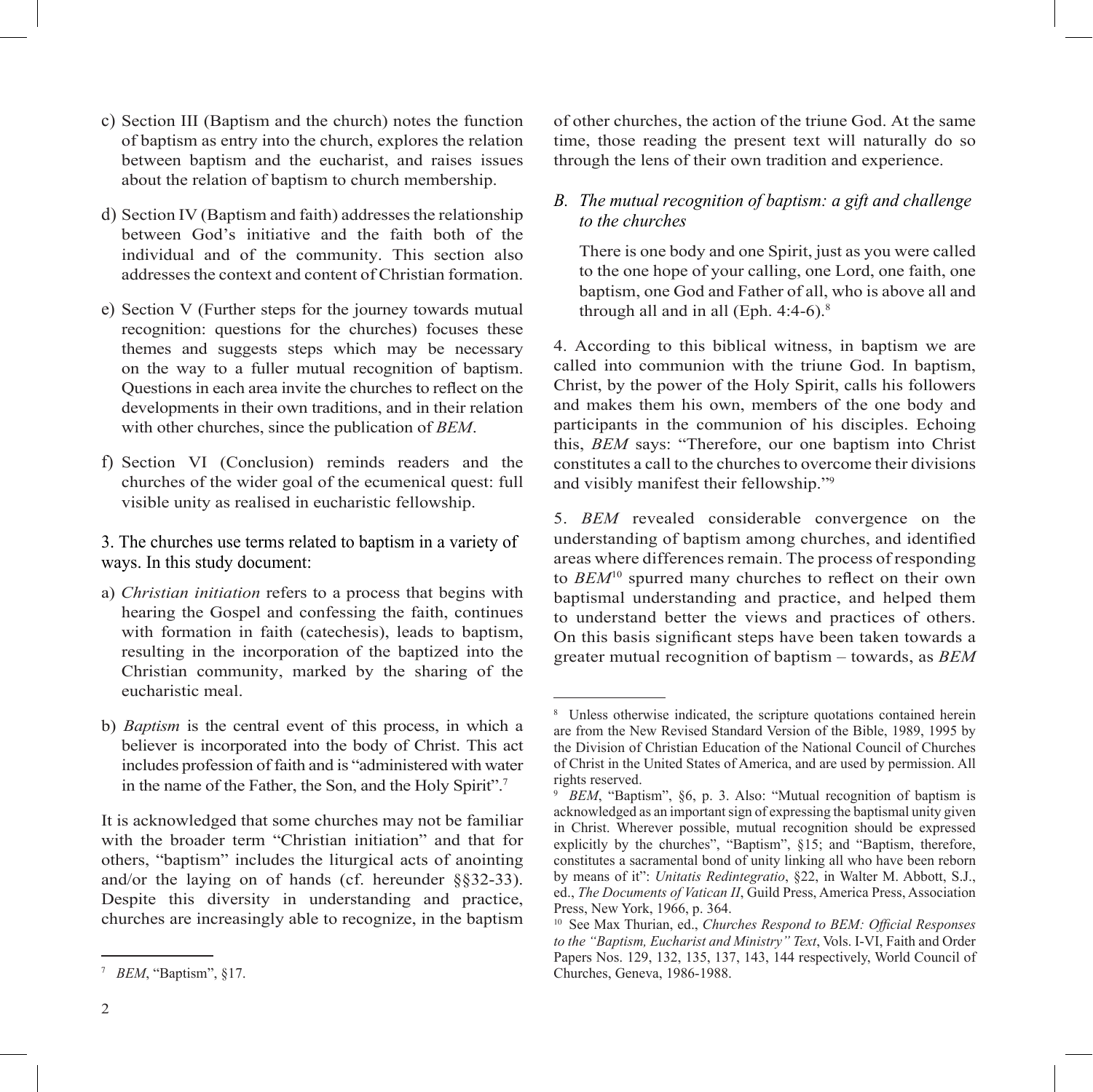c) Section III (Baptism and the church) notes the function of baptism as entry into the church, explores the relation between baptism and the eucharist, and raises issues about the relation of baptism to church membership.

d) Section IV (Baptism and faith) addresses the relationship between God's initiative and the faith both of the individual and of the community. This section also addresses the context and content of Christian formation.

e) Section V (Further steps for the journey towards mutual recognition: questions for the churches) focuses these themes and suggests steps which may be necessary on the way to a fuller mutual recognition of baptism. Questions in each area invite the churches to reflect on the developments in their own traditions, and in their relation with other churches, since the publication of *BEM*.

f) Section VI (Conclusion) reminds readers and the churches of the wider goal of the ecumenical quest: full visible unity as realised in eucharistic fellowship.

3. The churches use terms related to baptism in a variety of ways. In this study document:

a) *Christian initiation* refers to a process that begins with hearing the Gospel and confessing the faith, continues with formation in faith (catechesis), leads to baptism, resulting in the incorporation of the baptized into the Christian community, marked by the sharing of the eucharistic meal.

b) *Baptism* is the central event of this process, in which a believer is incorporated into the body of Christ. This act includes profession of faith and is "administered with water in the name of the Father, the Son, and the Holy Spirit".[7]

It is acknowledged that some churches may not be familiar with the broader term "Christian initiation" and that for others, "baptism" includes the liturgical acts of anointing and/or the laying on of hands (cf. hereunder §§32-33). Despite this diversity in understanding and practice, churches are increasingly able to recognize, in the baptism of other churches, the action of the triune God. At the same time, those reading the present text will naturally do so through the lens of their own tradition and experience.

### *B. The mutual recognition of baptism: a gift and challenge to the churches*

> There is one body and one Spirit, just as you were called to the one hope of your calling, one Lord, one faith, one baptism, one God and Father of all, who is above all and through all and in all (Eph. 4:4-6).[8]

4. According to this biblical witness, in baptism we are called into communion with the triune God. In baptism, Christ, by the power of the Holy Spirit, calls his followers and makes them his own, members of the one body and participants in the communion of his disciples. Echoing this, *BEM* says: "Therefore, our one baptism into Christ constitutes a call to the churches to overcome their divisions and visibly manifest their fellowship."[9]

5. *BEM* revealed considerable convergence on the understanding of baptism among churches, and identified areas where differences remain. The process of responding to *BEM*[10] spurred many churches to reflect on their own baptismal understanding and practice, and helped them to understand better the views and practices of others. On this basis significant steps have been taken towards a greater mutual recognition of baptism – towards, as *BEM*

---

[7] *BEM*, "Baptism", §17.

[8] Unless otherwise indicated, the scripture quotations contained herein are from the New Revised Standard Version of the Bible, 1989, 1995 by the Division of Christian Education of the National Council of Churches of Christ in the United States of America, and are used by permission. All rights reserved.

[9] *BEM*, "Baptism", §6, p. 3. Also: "Mutual recognition of baptism is acknowledged as an important sign of expressing the baptismal unity given in Christ. Wherever possible, mutual recognition should be expressed explicitly by the churches", "Baptism", §15; and "Baptism, therefore, constitutes a sacramental bond of unity linking all who have been reborn by means of it": *Unitatis Redintegratio*, §22, in Walter M. Abbott, S.J., ed., *The Documents of Vatican II*, Guild Press, America Press, Association Press, New York, 1966, p. 364.

[10] See Max Thurian, ed., *Churches Respond to BEM: Official Responses to the "Baptism, Eucharist and Ministry" Text*, Vols. I-VI, Faith and Order Papers Nos. 129, 132, 135, 137, 143, 144 respectively, World Council of Churches, Geneva, 1986-1988.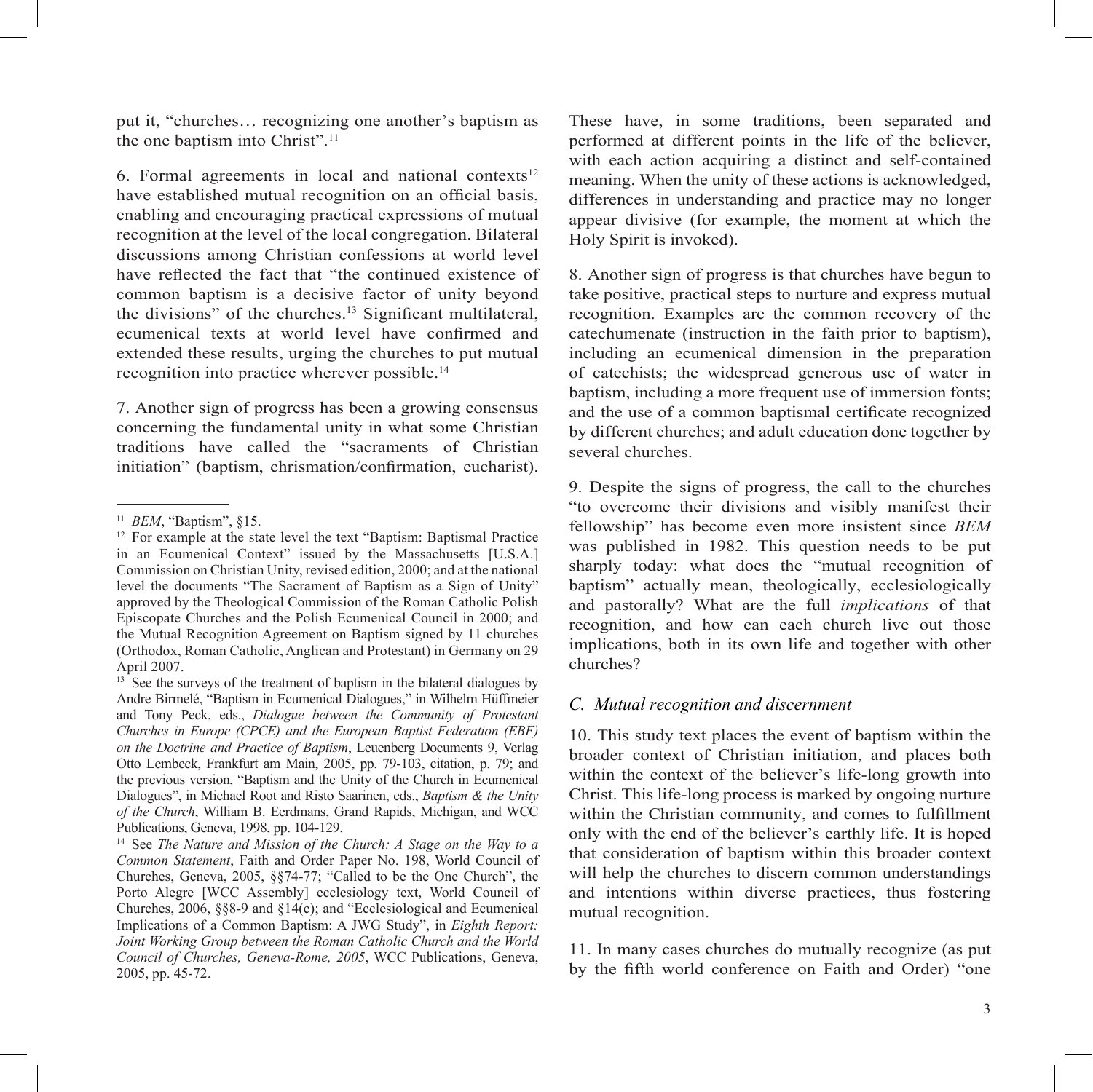put it, "churches… recognizing one another's baptism as the one baptism into Christ".[11]

6. Formal agreements in local and national contexts[12] have established mutual recognition on an official basis, enabling and encouraging practical expressions of mutual recognition at the level of the local congregation. Bilateral discussions among Christian confessions at world level have reflected the fact that "the continued existence of common baptism is a decisive factor of unity beyond the divisions" of the churches.[13] Significant multilateral, ecumenical texts at world level have confirmed and extended these results, urging the churches to put mutual recognition into practice wherever possible.[14]

7. Another sign of progress has been a growing consensus concerning the fundamental unity in what some Christian traditions have called the "sacraments of Christian initiation" (baptism, chrismation/confirmation, eucharist). These have, in some traditions, been separated and performed at different points in the life of the believer, with each action acquiring a distinct and self-contained meaning. When the unity of these actions is acknowledged, differences in understanding and practice may no longer appear divisive (for example, the moment at which the Holy Spirit is invoked).

8. Another sign of progress is that churches have begun to take positive, practical steps to nurture and express mutual recognition. Examples are the common recovery of the catechumenate (instruction in the faith prior to baptism), including an ecumenical dimension in the preparation of catechists; the widespread generous use of water in baptism, including a more frequent use of immersion fonts; and the use of a common baptismal certificate recognized by different churches; and adult education done together by several churches.

9. Despite the signs of progress, the call to the churches "to overcome their divisions and visibly manifest their fellowship" has become even more insistent since *BEM* was published in 1982. This question needs to be put sharply today: what does the "mutual recognition of baptism" actually mean, theologically, ecclesiologically and pastorally? What are the full *implications* of that recognition, and how can each church live out those implications, both in its own life and together with other churches?

## *C. Mutual recognition and discernment*

10. This study text places the event of baptism within the broader context of Christian initiation, and places both within the context of the believer's life-long growth into Christ. This life-long process is marked by ongoing nurture within the Christian community, and comes to fulfillment only with the end of the believer's earthly life. It is hoped that consideration of baptism within this broader context will help the churches to discern common understandings and intentions within diverse practices, thus fostering mutual recognition.

11. In many cases churches do mutually recognize (as put by the fifth world conference on Faith and Order) "one

---

[11] *BEM*, "Baptism", §15.

[12] For example at the state level the text "Baptism: Baptismal Practice in an Ecumenical Context" issued by the Massachusetts [U.S.A.] Commission on Christian Unity, revised edition, 2000; and at the national level the documents "The Sacrament of Baptism as a Sign of Unity" approved by the Theological Commission of the Roman Catholic Polish Episcopate Churches and the Polish Ecumenical Council in 2000; and the Mutual Recognition Agreement on Baptism signed by 11 churches (Orthodox, Roman Catholic, Anglican and Protestant) in Germany on 29 April 2007.

[13] See the surveys of the treatment of baptism in the bilateral dialogues by Andre Birmelé, "Baptism in Ecumenical Dialogues," in Wilhelm Hüffmeier and Tony Peck, eds., *Dialogue between the Community of Protestant Churches in Europe (CPCE) and the European Baptist Federation (EBF) on the Doctrine and Practice of Baptism*, Leuenberg Documents 9, Verlag Otto Lembeck, Frankfurt am Main, 2005, pp. 79-103, citation, p. 79; and the previous version, "Baptism and the Unity of the Church in Ecumenical Dialogues", in Michael Root and Risto Saarinen, eds., *Baptism & the Unity of the Church*, William B. Eerdmans, Grand Rapids, Michigan, and WCC Publications, Geneva, 1998, pp. 104-129.

[14] See *The Nature and Mission of the Church: A Stage on the Way to a Common Statement*, Faith and Order Paper No. 198, World Council of Churches, Geneva, 2005, §§74-77; "Called to be the One Church", the Porto Alegre [WCC Assembly] ecclesiology text, World Council of Churches, 2006, §§8-9 and §14(c); and "Ecclesiological and Ecumenical Implications of a Common Baptism: A JWG Study", in *Eighth Report: Joint Working Group between the Roman Catholic Church and the World Council of Churches, Geneva-Rome, 2005*, WCC Publications, Geneva, 2005, pp. 45-72.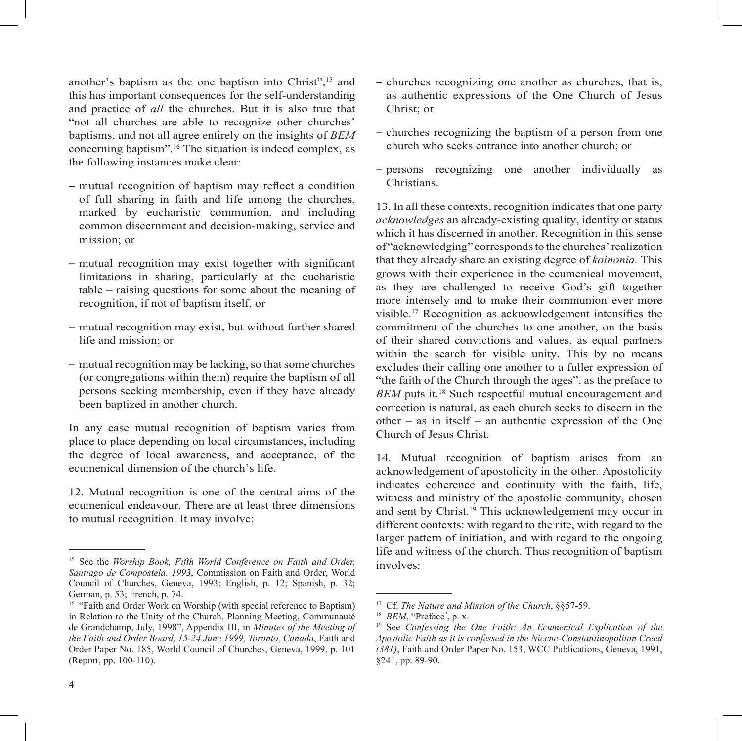another's baptism as the one baptism into Christ",[15] and this has important consequences for the self-understanding and practice of *all* the churches. But it is also true that "not all churches are able to recognize other churches' baptisms, and not all agree entirely on the insights of *BEM* concerning baptism".[16] The situation is indeed complex, as the following instances make clear:

- mutual recognition of baptism may reflect a condition of full sharing in faith and life among the churches, marked by eucharistic communion, and including common discernment and decision-making, service and mission; or
- mutual recognition may exist together with significant limitations in sharing, particularly at the eucharistic table – raising questions for some about the meaning of recognition, if not of baptism itself, or
- mutual recognition may exist, but without further shared life and mission; or
- mutual recognition may be lacking, so that some churches (or congregations within them) require the baptism of all persons seeking membership, even if they have already been baptized in another church.

In any case mutual recognition of baptism varies from place to place depending on local circumstances, including the degree of local awareness, and acceptance, of the ecumenical dimension of the church's life.

12. Mutual recognition is one of the central aims of the ecumenical endeavour. There are at least three dimensions to mutual recognition. It may involve:

- churches recognizing one another as churches, that is, as authentic expressions of the One Church of Jesus Christ; or
- churches recognizing the baptism of a person from one church who seeks entrance into another church; or
- persons recognizing one another individually as Christians.

13. In all these contexts, recognition indicates that one party *acknowledges* an already-existing quality, identity or status which it has discerned in another. Recognition in this sense of "acknowledging" corresponds to the churches' realization that they already share an existing degree of *koinonia.* This grows with their experience in the ecumenical movement, as they are challenged to receive God's gift together more intensely and to make their communion ever more visible.[17] Recognition as acknowledgement intensifies the commitment of the churches to one another, on the basis of their shared convictions and values, as equal partners within the search for visible unity. This by no means excludes their calling one another to a fuller expression of "the faith of the Church through the ages", as the preface to *BEM* puts it.[18] Such respectful mutual encouragement and correction is natural, as each church seeks to discern in the other – as in itself – an authentic expression of the One Church of Jesus Christ.

14. Mutual recognition of baptism arises from an acknowledgement of apostolicity in the other. Apostolicity indicates coherence and continuity with the faith, life, witness and ministry of the apostolic community, chosen and sent by Christ.[19] This acknowledgement may occur in different contexts: with regard to the rite, with regard to the larger pattern of initiation, and with regard to the ongoing life and witness of the church. Thus recognition of baptism involves:

---

[15] See the *Worship Book, Fifth World Conference on Faith and Order, Santiago de Compostela, 1993*, Commission on Faith and Order, World Council of Churches, Geneva, 1993; English, p. 12; Spanish, p. 32; German, p. 53; French, p. 74.

[16] "Faith and Order Work on Worship (with special reference to Baptism) in Relation to the Unity of the Church, Planning Meeting, Communauté de Grandchamp, July, 1998", Appendix III, in *Minutes of the Meeting of the Faith and Order Board, 15-24 June 1999, Toronto, Canada*, Faith and Order Paper No. 185, World Council of Churches, Geneva, 1999, p. 101 (Report, pp. 100-110).

[17] Cf. *The Nature and Mission of the Church*, §§57-59.

[18] *BEM*, "Preface", p. x.

[19] See *Confessing the One Faith: An Ecumenical Explication of the Apostolic Faith as it is confessed in the Nicene-Constantinopolitan Creed (381)*, Faith and Order Paper No. 153, WCC Publications, Geneva, 1991, §241, pp. 89-90.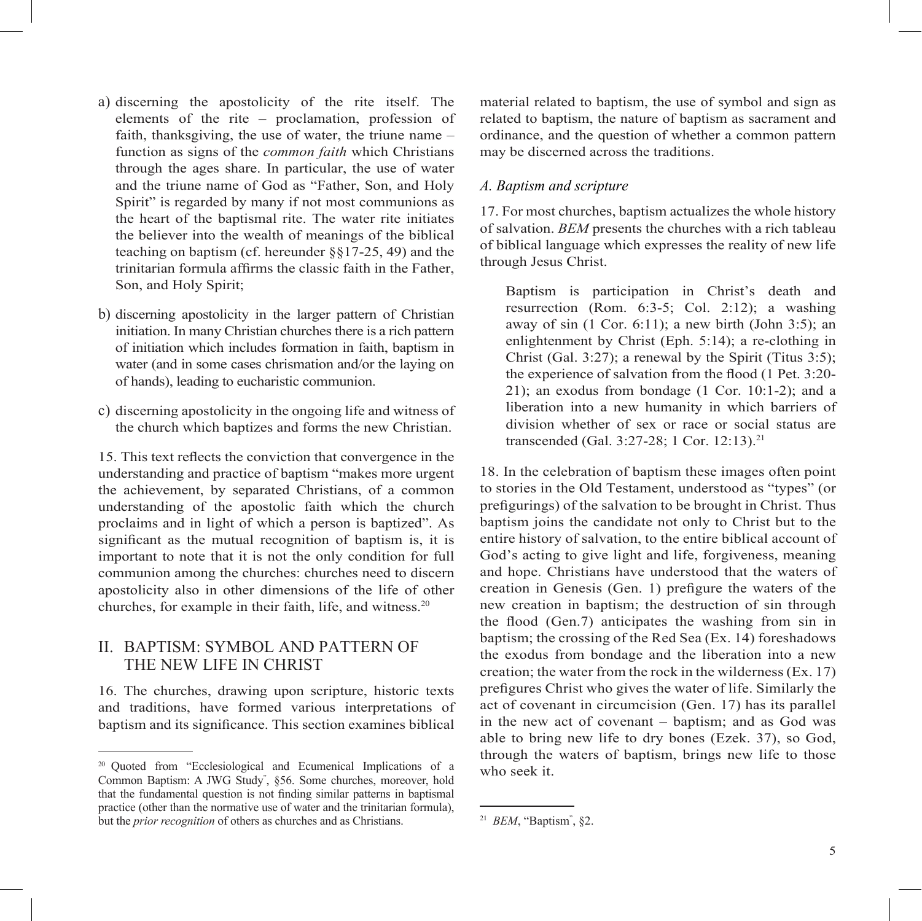a) discerning the apostolicity of the rite itself. The elements of the rite – proclamation, profession of faith, thanksgiving, the use of water, the triune name – function as signs of the *common faith* which Christians through the ages share. In particular, the use of water and the triune name of God as "Father, Son, and Holy Spirit" is regarded by many if not most communions as the heart of the baptismal rite. The water rite initiates the believer into the wealth of meanings of the biblical teaching on baptism (cf. hereunder §§17-25, 49) and the trinitarian formula affirms the classic faith in the Father, Son, and Holy Spirit;

b) discerning apostolicity in the larger pattern of Christian initiation. In many Christian churches there is a rich pattern of initiation which includes formation in faith, baptism in water (and in some cases chrismation and/or the laying on of hands), leading to eucharistic communion.

c) discerning apostolicity in the ongoing life and witness of the church which baptizes and forms the new Christian.

15. This text reflects the conviction that convergence in the understanding and practice of baptism "makes more urgent the achievement, by separated Christians, of a common understanding of the apostolic faith which the church proclaims and in light of which a person is baptized". As significant as the mutual recognition of baptism is, it is important to note that it is not the only condition for full communion among the churches: churches need to discern apostolicity also in other dimensions of the life of other churches, for example in their faith, life, and witness.[20]

## II. BAPTISM: SYMBOL AND PATTERN OF THE NEW LIFE IN CHRIST

16. The churches, drawing upon scripture, historic texts and traditions, have formed various interpretations of baptism and its significance. This section examines biblical material related to baptism, the use of symbol and sign as related to baptism, the nature of baptism as sacrament and ordinance, and the question of whether a common pattern may be discerned across the traditions.

### *A. Baptism and scripture*

17. For most churches, baptism actualizes the whole history of salvation. *BEM* presents the churches with a rich tableau of biblical language which expresses the reality of new life through Jesus Christ.

> Baptism is participation in Christ's death and resurrection (Rom. 6:3-5; Col. 2:12); a washing away of sin (1 Cor. 6:11); a new birth (John 3:5); an enlightenment by Christ (Eph. 5:14); a re-clothing in Christ (Gal. 3:27); a renewal by the Spirit (Titus 3:5); the experience of salvation from the flood (1 Pet. 3:20-21); an exodus from bondage (1 Cor. 10:1-2); and a liberation into a new humanity in which barriers of division whether of sex or race or social status are transcended (Gal. 3:27-28; 1 Cor. 12:13).[21]

18. In the celebration of baptism these images often point to stories in the Old Testament, understood as "types" (or prefigurings) of the salvation to be brought in Christ. Thus baptism joins the candidate not only to Christ but to the entire history of salvation, to the entire biblical account of God's acting to give light and life, forgiveness, meaning and hope. Christians have understood that the waters of creation in Genesis (Gen. 1) prefigure the waters of the new creation in baptism; the destruction of sin through the flood (Gen.7) anticipates the washing from sin in baptism; the crossing of the Red Sea (Ex. 14) foreshadows the exodus from bondage and the liberation into a new creation; the water from the rock in the wilderness (Ex. 17) prefigures Christ who gives the water of life. Similarly the act of covenant in circumcision (Gen. 17) has its parallel in the new act of covenant – baptism; and as God was able to bring new life to dry bones (Ezek. 37), so God, through the waters of baptism, brings new life to those who seek it.

---

[20] Quoted from "Ecclesiological and Ecumenical Implications of a Common Baptism: A JWG Study", §56. Some churches, moreover, hold that the fundamental question is not finding similar patterns in baptismal practice (other than the normative use of water and the trinitarian formula), but the *prior recognition* of others as churches and as Christians.

[21] *BEM*, "Baptism", §2.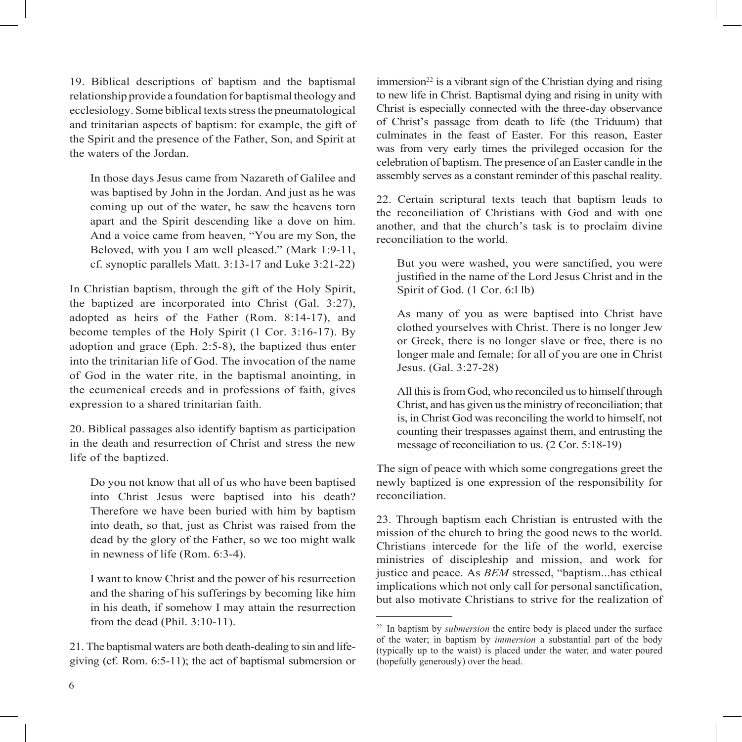19. Biblical descriptions of baptism and the baptismal relationship provide a foundation for baptismal theology and ecclesiology. Some biblical texts stress the pneumatological and trinitarian aspects of baptism: for example, the gift of the Spirit and the presence of the Father, Son, and Spirit at the waters of the Jordan.

> In those days Jesus came from Nazareth of Galilee and was baptised by John in the Jordan. And just as he was coming up out of the water, he saw the heavens torn apart and the Spirit descending like a dove on him. And a voice came from heaven, "You are my Son, the Beloved, with you I am well pleased." (Mark 1:9-11, cf. synoptic parallels Matt. 3:13-17 and Luke 3:21-22)

In Christian baptism, through the gift of the Holy Spirit, the baptized are incorporated into Christ (Gal. 3:27), adopted as heirs of the Father (Rom. 8:14-17), and become temples of the Holy Spirit (1 Cor. 3:16-17). By adoption and grace (Eph. 2:5-8), the baptized thus enter into the trinitarian life of God. The invocation of the name of God in the water rite, in the baptismal anointing, in the ecumenical creeds and in professions of faith, gives expression to a shared trinitarian faith.

20. Biblical passages also identify baptism as participation in the death and resurrection of Christ and stress the new life of the baptized.

> Do you not know that all of us who have been baptised into Christ Jesus were baptised into his death? Therefore we have been buried with him by baptism into death, so that, just as Christ was raised from the dead by the glory of the Father, so we too might walk in newness of life (Rom. 6:3-4).

> I want to know Christ and the power of his resurrection and the sharing of his sufferings by becoming like him in his death, if somehow I may attain the resurrection from the dead (Phil. 3:10-11).

21. The baptismal waters are both death-dealing to sin and life-giving (cf. Rom. 6:5-11); the act of baptismal submersion or immersion[22] is a vibrant sign of the Christian dying and rising to new life in Christ. Baptismal dying and rising in unity with Christ is especially connected with the three-day observance of Christ's passage from death to life (the Triduum) that culminates in the feast of Easter. For this reason, Easter was from very early times the privileged occasion for the celebration of baptism. The presence of an Easter candle in the assembly serves as a constant reminder of this paschal reality.

22. Certain scriptural texts teach that baptism leads to the reconciliation of Christians with God and with one another, and that the church's task is to proclaim divine reconciliation to the world.

> But you were washed, you were sanctified, you were justified in the name of the Lord Jesus Christ and in the Spirit of God. (1 Cor. 6:l lb)

> As many of you as were baptised into Christ have clothed yourselves with Christ. There is no longer Jew or Greek, there is no longer slave or free, there is no longer male and female; for all of you are one in Christ Jesus. (Gal. 3:27-28)

> All this is from God, who reconciled us to himself through Christ, and has given us the ministry of reconciliation; that is, in Christ God was reconciling the world to himself, not counting their trespasses against them, and entrusting the message of reconciliation to us. (2 Cor. 5:18-19)

The sign of peace with which some congregations greet the newly baptized is one expression of the responsibility for reconciliation.

23. Through baptism each Christian is entrusted with the mission of the church to bring the good news to the world. Christians intercede for the life of the world, exercise ministries of discipleship and mission, and work for justice and peace. As *BEM* stressed, "baptism...has ethical implications which not only call for personal sanctification, but also motivate Christians to strive for the realization of

---

[22] In baptism by *submersion* the entire body is placed under the surface of the water; in baptism by *immersion* a substantial part of the body (typically up to the waist) is placed under the water, and water poured (hopefully generously) over the head.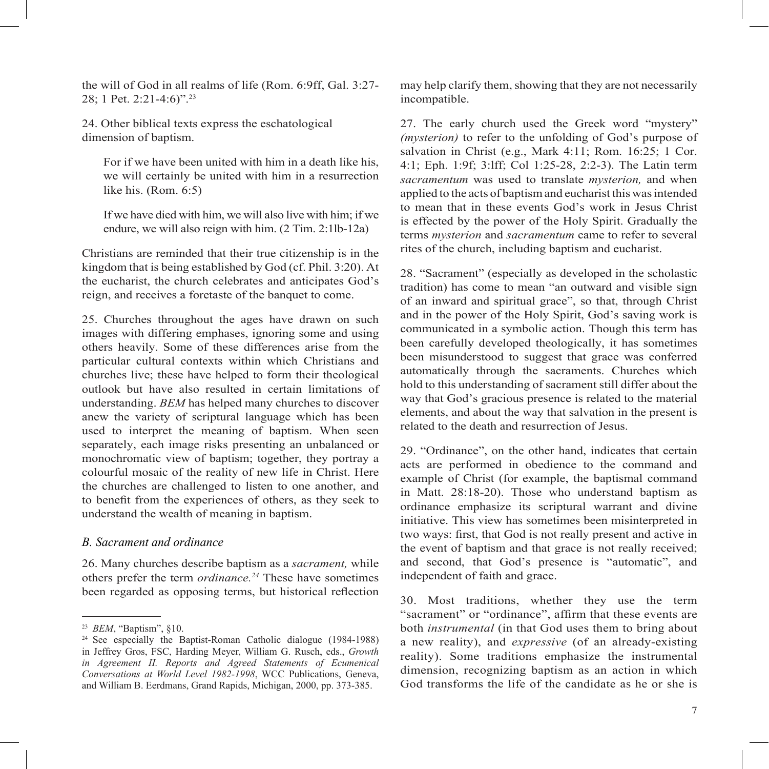the will of God in all realms of life (Rom. 6:9ff, Gal. 3:27-28; 1 Pet. 2:21-4:6)".[23]

24. Other biblical texts express the eschatological dimension of baptism.

> For if we have been united with him in a death like his, we will certainly be united with him in a resurrection like his. (Rom. 6:5)
>
> If we have died with him, we will also live with him; if we endure, we will also reign with him. (2 Tim. 2:1lb-12a)

Christians are reminded that their true citizenship is in the kingdom that is being established by God (cf. Phil. 3:20). At the eucharist, the church celebrates and anticipates God's reign, and receives a foretaste of the banquet to come.

25. Churches throughout the ages have drawn on such images with differing emphases, ignoring some and using others heavily. Some of these differences arise from the particular cultural contexts within which Christians and churches live; these have helped to form their theological outlook but have also resulted in certain limitations of understanding. *BEM* has helped many churches to discover anew the variety of scriptural language which has been used to interpret the meaning of baptism. When seen separately, each image risks presenting an unbalanced or monochromatic view of baptism; together, they portray a colourful mosaic of the reality of new life in Christ. Here the churches are challenged to listen to one another, and to benefit from the experiences of others, as they seek to understand the wealth of meaning in baptism.

### *B. Sacrament and ordinance*

26. Many churches describe baptism as a *sacrament,* while others prefer the term *ordinance.*[24] These have sometimes been regarded as opposing terms, but historical reflection may help clarify them, showing that they are not necessarily incompatible.

27. The early church used the Greek word "mystery" *(mysterion)* to refer to the unfolding of God's purpose of salvation in Christ (e.g., Mark 4:11; Rom. 16:25; 1 Cor. 4:1; Eph. 1:9f; 3:lff; Col 1:25-28, 2:2-3). The Latin term *sacramentum* was used to translate *mysterion,* and when applied to the acts of baptism and eucharist this was intended to mean that in these events God's work in Jesus Christ is effected by the power of the Holy Spirit. Gradually the terms *mysterion* and *sacramentum* came to refer to several rites of the church, including baptism and eucharist.

28. "Sacrament" (especially as developed in the scholastic tradition) has come to mean "an outward and visible sign of an inward and spiritual grace", so that, through Christ and in the power of the Holy Spirit, God's saving work is communicated in a symbolic action. Though this term has been carefully developed theologically, it has sometimes been misunderstood to suggest that grace was conferred automatically through the sacraments. Churches which hold to this understanding of sacrament still differ about the way that God's gracious presence is related to the material elements, and about the way that salvation in the present is related to the death and resurrection of Jesus.

29. "Ordinance", on the other hand, indicates that certain acts are performed in obedience to the command and example of Christ (for example, the baptismal command in Matt. 28:18-20). Those who understand baptism as ordinance emphasize its scriptural warrant and divine initiative. This view has sometimes been misinterpreted in two ways: first, that God is not really present and active in the event of baptism and that grace is not really received; and second, that God's presence is "automatic", and independent of faith and grace.

30. Most traditions, whether they use the term "sacrament" or "ordinance", affirm that these events are both *instrumental* (in that God uses them to bring about a new reality), and *expressive* (of an already-existing reality). Some traditions emphasize the instrumental dimension, recognizing baptism as an action in which God transforms the life of the candidate as he or she is

---

[23] *BEM*, "Baptism", §10.

[24] See especially the Baptist-Roman Catholic dialogue (1984-1988) in Jeffrey Gros, FSC, Harding Meyer, William G. Rusch, eds., *Growth in Agreement II. Reports and Agreed Statements of Ecumenical Conversations at World Level 1982-1998*, WCC Publications, Geneva, and William B. Eerdmans, Grand Rapids, Michigan, 2000, pp. 373-385.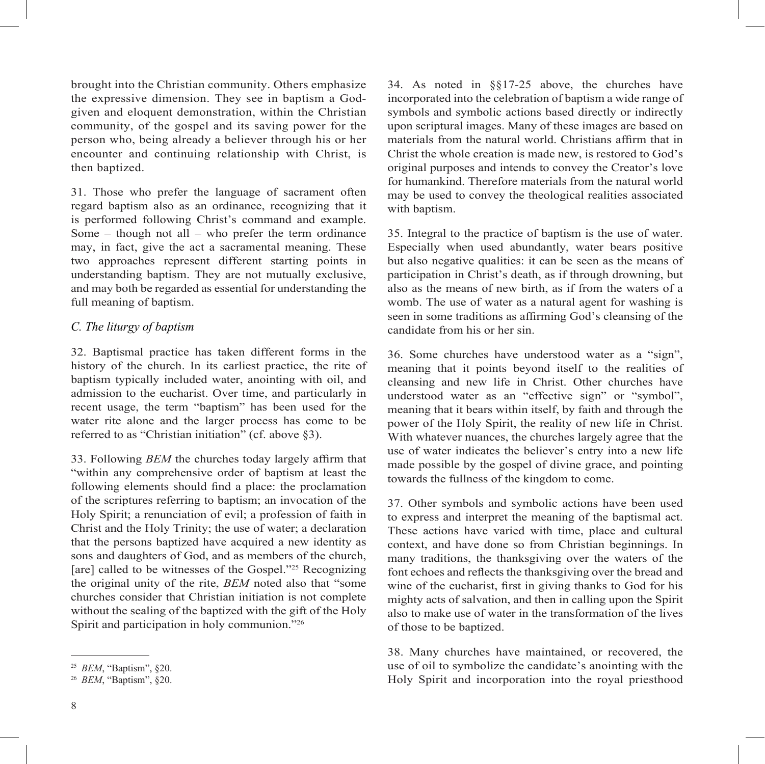brought into the Christian community. Others emphasize the expressive dimension. They see in baptism a God-given and eloquent demonstration, within the Christian community, of the gospel and its saving power for the person who, being already a believer through his or her encounter and continuing relationship with Christ, is then baptized.

31. Those who prefer the language of sacrament often regard baptism also as an ordinance, recognizing that it is performed following Christ's command and example. Some – though not all – who prefer the term ordinance may, in fact, give the act a sacramental meaning. These two approaches represent different starting points in understanding baptism. They are not mutually exclusive, and may both be regarded as essential for understanding the full meaning of baptism.

### *C. The liturgy of baptism*

32. Baptismal practice has taken different forms in the history of the church. In its earliest practice, the rite of baptism typically included water, anointing with oil, and admission to the eucharist. Over time, and particularly in recent usage, the term "baptism" has been used for the water rite alone and the larger process has come to be referred to as "Christian initiation" (cf. above §3).

33. Following *BEM* the churches today largely affirm that "within any comprehensive order of baptism at least the following elements should find a place: the proclamation of the scriptures referring to baptism; an invocation of the Holy Spirit; a renunciation of evil; a profession of faith in Christ and the Holy Trinity; the use of water; a declaration that the persons baptized have acquired a new identity as sons and daughters of God, and as members of the church, [are] called to be witnesses of the Gospel."[25] Recognizing the original unity of the rite, *BEM* noted also that "some churches consider that Christian initiation is not complete without the sealing of the baptized with the gift of the Holy Spirit and participation in holy communion."[26]

[25] *BEM*, "Baptism", §20.

[26] *BEM*, "Baptism", §20.

34. As noted in §§17-25 above, the churches have incorporated into the celebration of baptism a wide range of symbols and symbolic actions based directly or indirectly upon scriptural images. Many of these images are based on materials from the natural world. Christians affirm that in Christ the whole creation is made new, is restored to God's original purposes and intends to convey the Creator's love for humankind. Therefore materials from the natural world may be used to convey the theological realities associated with baptism.

35. Integral to the practice of baptism is the use of water. Especially when used abundantly, water bears positive but also negative qualities: it can be seen as the means of participation in Christ's death, as if through drowning, but also as the means of new birth, as if from the waters of a womb. The use of water as a natural agent for washing is seen in some traditions as affirming God's cleansing of the candidate from his or her sin.

36. Some churches have understood water as a "sign", meaning that it points beyond itself to the realities of cleansing and new life in Christ. Other churches have understood water as an "effective sign" or "symbol", meaning that it bears within itself, by faith and through the power of the Holy Spirit, the reality of new life in Christ. With whatever nuances, the churches largely agree that the use of water indicates the believer's entry into a new life made possible by the gospel of divine grace, and pointing towards the fullness of the kingdom to come.

37. Other symbols and symbolic actions have been used to express and interpret the meaning of the baptismal act. These actions have varied with time, place and cultural context, and have done so from Christian beginnings. In many traditions, the thanksgiving over the waters of the font echoes and reflects the thanksgiving over the bread and wine of the eucharist, first in giving thanks to God for his mighty acts of salvation, and then in calling upon the Spirit also to make use of water in the transformation of the lives of those to be baptized.

38. Many churches have maintained, or recovered, the use of oil to symbolize the candidate's anointing with the Holy Spirit and incorporation into the royal priesthood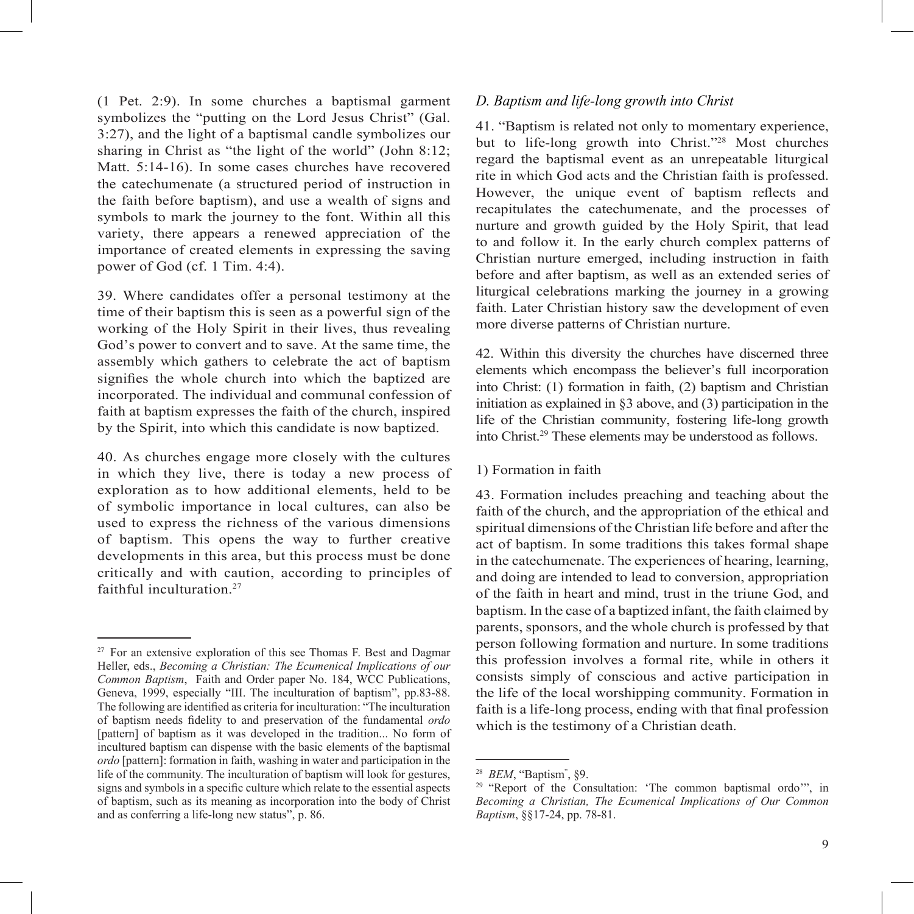(1 Pet. 2:9). In some churches a baptismal garment symbolizes the "putting on the Lord Jesus Christ" (Gal. 3:27), and the light of a baptismal candle symbolizes our sharing in Christ as "the light of the world" (John 8:12; Matt. 5:14-16). In some cases churches have recovered the catechumenate (a structured period of instruction in the faith before baptism), and use a wealth of signs and symbols to mark the journey to the font. Within all this variety, there appears a renewed appreciation of the importance of created elements in expressing the saving power of God (cf. 1 Tim. 4:4).

39. Where candidates offer a personal testimony at the time of their baptism this is seen as a powerful sign of the working of the Holy Spirit in their lives, thus revealing God's power to convert and to save. At the same time, the assembly which gathers to celebrate the act of baptism signifies the whole church into which the baptized are incorporated. The individual and communal confession of faith at baptism expresses the faith of the church, inspired by the Spirit, into which this candidate is now baptized.

40. As churches engage more closely with the cultures in which they live, there is today a new process of exploration as to how additional elements, held to be of symbolic importance in local cultures, can also be used to express the richness of the various dimensions of baptism. This opens the way to further creative developments in this area, but this process must be done critically and with caution, according to principles of faithful inculturation.[27]

[27] For an extensive exploration of this see Thomas F. Best and Dagmar Heller, eds., *Becoming a Christian: The Ecumenical Implications of our Common Baptism*, Faith and Order paper No. 184, WCC Publications, Geneva, 1999, especially "III. The inculturation of baptism", pp.83-88. The following are identified as criteria for inculturation: "The inculturation of baptism needs fidelity to and preservation of the fundamental *ordo* [pattern] of baptism as it was developed in the tradition... No form of incultured baptism can dispense with the basic elements of the baptismal *ordo* [pattern]: formation in faith, washing in water and participation in the life of the community. The inculturation of baptism will look for gestures, signs and symbols in a specific culture which relate to the essential aspects of baptism, such as its meaning as incorporation into the body of Christ and as conferring a life-long new status", p. 86.

### *D. Baptism and life-long growth into Christ*

41. "Baptism is related not only to momentary experience, but to life-long growth into Christ."[28] Most churches regard the baptismal event as an unrepeatable liturgical rite in which God acts and the Christian faith is professed. However, the unique event of baptism reflects and recapitulates the catechumenate, and the processes of nurture and growth guided by the Holy Spirit, that lead to and follow it. In the early church complex patterns of Christian nurture emerged, including instruction in faith before and after baptism, as well as an extended series of liturgical celebrations marking the journey in a growing faith. Later Christian history saw the development of even more diverse patterns of Christian nurture.

42. Within this diversity the churches have discerned three elements which encompass the believer's full incorporation into Christ: (1) formation in faith, (2) baptism and Christian initiation as explained in §3 above, and (3) participation in the life of the Christian community, fostering life-long growth into Christ.[29] These elements may be understood as follows.

1) Formation in faith

43. Formation includes preaching and teaching about the faith of the church, and the appropriation of the ethical and spiritual dimensions of the Christian life before and after the act of baptism. In some traditions this takes formal shape in the catechumenate. The experiences of hearing, learning, and doing are intended to lead to conversion, appropriation of the faith in heart and mind, trust in the triune God, and baptism. In the case of a baptized infant, the faith claimed by parents, sponsors, and the whole church is professed by that person following formation and nurture. In some traditions this profession involves a formal rite, while in others it consists simply of conscious and active participation in the life of the local worshipping community. Formation in faith is a life-long process, ending with that final profession which is the testimony of a Christian death.

[28] *BEM*, "Baptism", §9.

[29] "Report of the Consultation: 'The common baptismal ordo'", in *Becoming a Christian, The Ecumenical Implications of Our Common Baptism*, §§17-24, pp. 78-81.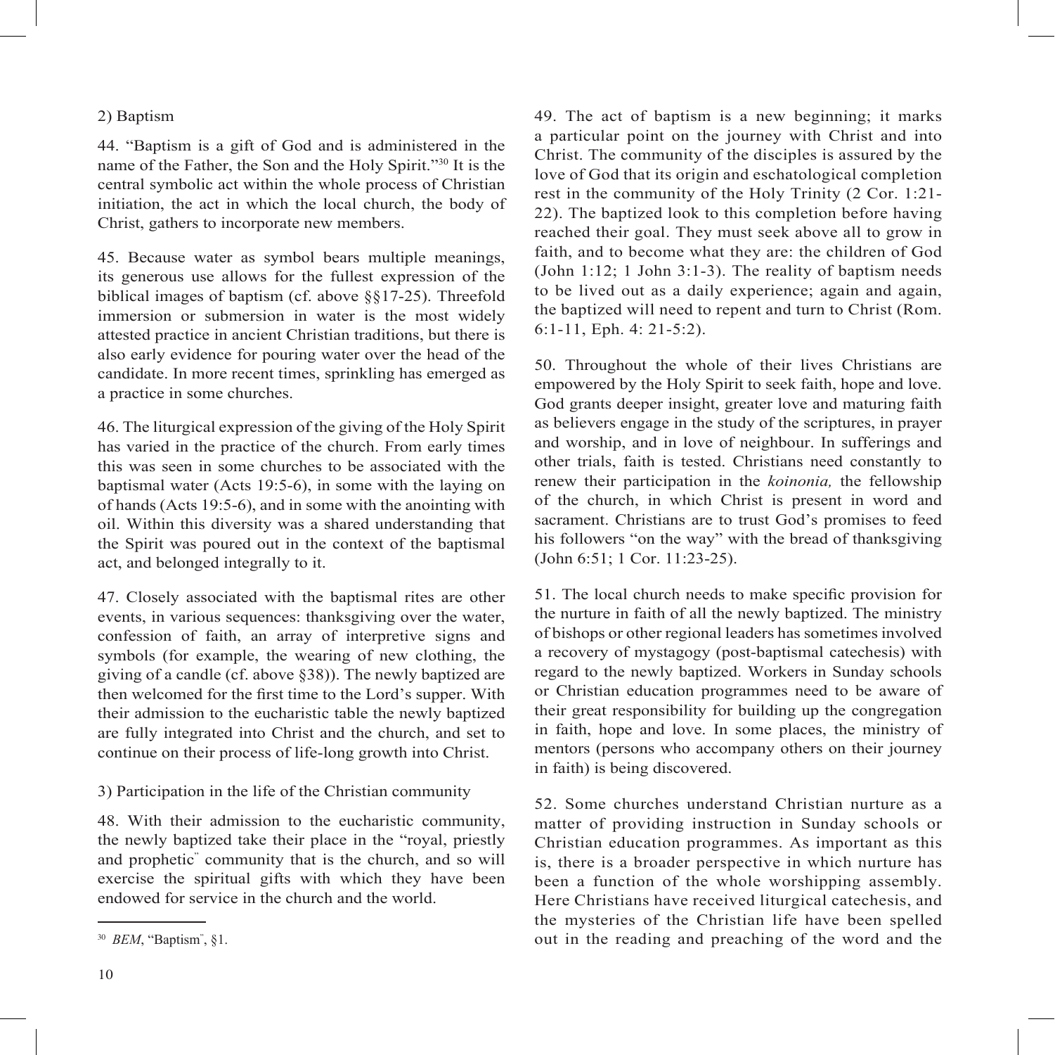2) Baptism

44. "Baptism is a gift of God and is administered in the name of the Father, the Son and the Holy Spirit."[30] It is the central symbolic act within the whole process of Christian initiation, the act in which the local church, the body of Christ, gathers to incorporate new members.

45. Because water as symbol bears multiple meanings, its generous use allows for the fullest expression of the biblical images of baptism (cf. above §§17-25). Threefold immersion or submersion in water is the most widely attested practice in ancient Christian traditions, but there is also early evidence for pouring water over the head of the candidate. In more recent times, sprinkling has emerged as a practice in some churches.

46. The liturgical expression of the giving of the Holy Spirit has varied in the practice of the church. From early times this was seen in some churches to be associated with the baptismal water (Acts 19:5-6), in some with the laying on of hands (Acts 19:5-6), and in some with the anointing with oil. Within this diversity was a shared understanding that the Spirit was poured out in the context of the baptismal act, and belonged integrally to it.

47. Closely associated with the baptismal rites are other events, in various sequences: thanksgiving over the water, confession of faith, an array of interpretive signs and symbols (for example, the wearing of new clothing, the giving of a candle (cf. above §38)). The newly baptized are then welcomed for the first time to the Lord's supper. With their admission to the eucharistic table the newly baptized are fully integrated into Christ and the church, and set to continue on their process of life-long growth into Christ.

3) Participation in the life of the Christian community

48. With their admission to the eucharistic community, the newly baptized take their place in the "royal, priestly and prophetic" community that is the church, and so will exercise the spiritual gifts with which they have been endowed for service in the church and the world.

49. The act of baptism is a new beginning; it marks a particular point on the journey with Christ and into Christ. The community of the disciples is assured by the love of God that its origin and eschatological completion rest in the community of the Holy Trinity (2 Cor. 1:21-22). The baptized look to this completion before having reached their goal. They must seek above all to grow in faith, and to become what they are: the children of God (John 1:12; 1 John 3:1-3). The reality of baptism needs to be lived out as a daily experience; again and again, the baptized will need to repent and turn to Christ (Rom. 6:1-11, Eph. 4: 21-5:2).

50. Throughout the whole of their lives Christians are empowered by the Holy Spirit to seek faith, hope and love. God grants deeper insight, greater love and maturing faith as believers engage in the study of the scriptures, in prayer and worship, and in love of neighbour. In sufferings and other trials, faith is tested. Christians need constantly to renew their participation in the *koinonia,* the fellowship of the church, in which Christ is present in word and sacrament. Christians are to trust God's promises to feed his followers "on the way" with the bread of thanksgiving (John 6:51; 1 Cor. 11:23-25).

51. The local church needs to make specific provision for the nurture in faith of all the newly baptized. The ministry of bishops or other regional leaders has sometimes involved a recovery of mystagogy (post-baptismal catechesis) with regard to the newly baptized. Workers in Sunday schools or Christian education programmes need to be aware of their great responsibility for building up the congregation in faith, hope and love. In some places, the ministry of mentors (persons who accompany others on their journey in faith) is being discovered.

52. Some churches understand Christian nurture as a matter of providing instruction in Sunday schools or Christian education programmes. As important as this is, there is a broader perspective in which nurture has been a function of the whole worshipping assembly. Here Christians have received liturgical catechesis, and the mysteries of the Christian life have been spelled out in the reading and preaching of the word and the

---

[30] *BEM*, "Baptism", §1.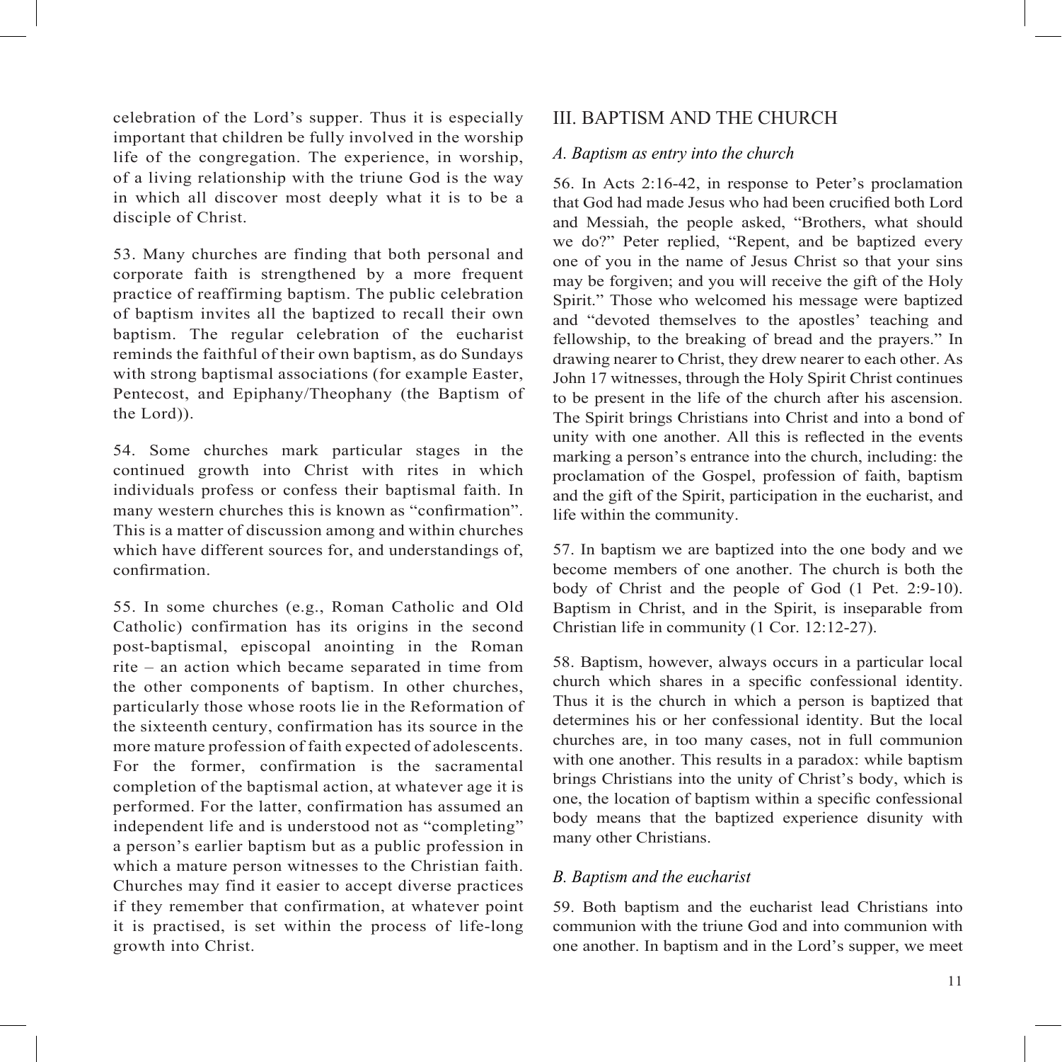celebration of the Lord's supper. Thus it is especially important that children be fully involved in the worship life of the congregation. The experience, in worship, of a living relationship with the triune God is the way in which all discover most deeply what it is to be a disciple of Christ.

53. Many churches are finding that both personal and corporate faith is strengthened by a more frequent practice of reaffirming baptism. The public celebration of baptism invites all the baptized to recall their own baptism. The regular celebration of the eucharist reminds the faithful of their own baptism, as do Sundays with strong baptismal associations (for example Easter, Pentecost, and Epiphany/Theophany (the Baptism of the Lord)).

54. Some churches mark particular stages in the continued growth into Christ with rites in which individuals profess or confess their baptismal faith. In many western churches this is known as "confirmation". This is a matter of discussion among and within churches which have different sources for, and understandings of, confirmation.

55. In some churches (e.g., Roman Catholic and Old Catholic) confirmation has its origins in the second post-baptismal, episcopal anointing in the Roman rite – an action which became separated in time from the other components of baptism. In other churches, particularly those whose roots lie in the Reformation of the sixteenth century, confirmation has its source in the more mature profession of faith expected of adolescents. For the former, confirmation is the sacramental completion of the baptismal action, at whatever age it is performed. For the latter, confirmation has assumed an independent life and is understood not as "completing" a person's earlier baptism but as a public profession in which a mature person witnesses to the Christian faith. Churches may find it easier to accept diverse practices if they remember that confirmation, at whatever point it is practised, is set within the process of life-long growth into Christ.

## III. BAPTISM AND THE CHURCH

### *A. Baptism as entry into the church*

56. In Acts 2:16-42, in response to Peter's proclamation that God had made Jesus who had been crucified both Lord and Messiah, the people asked, "Brothers, what should we do?" Peter replied, "Repent, and be baptized every one of you in the name of Jesus Christ so that your sins may be forgiven; and you will receive the gift of the Holy Spirit." Those who welcomed his message were baptized and "devoted themselves to the apostles' teaching and fellowship, to the breaking of bread and the prayers." In drawing nearer to Christ, they drew nearer to each other. As John 17 witnesses, through the Holy Spirit Christ continues to be present in the life of the church after his ascension. The Spirit brings Christians into Christ and into a bond of unity with one another. All this is reflected in the events marking a person's entrance into the church, including: the proclamation of the Gospel, profession of faith, baptism and the gift of the Spirit, participation in the eucharist, and life within the community.

57. In baptism we are baptized into the one body and we become members of one another. The church is both the body of Christ and the people of God (1 Pet. 2:9-10). Baptism in Christ, and in the Spirit, is inseparable from Christian life in community (1 Cor. 12:12-27).

58. Baptism, however, always occurs in a particular local church which shares in a specific confessional identity. Thus it is the church in which a person is baptized that determines his or her confessional identity. But the local churches are, in too many cases, not in full communion with one another. This results in a paradox: while baptism brings Christians into the unity of Christ's body, which is one, the location of baptism within a specific confessional body means that the baptized experience disunity with many other Christians.

### *B. Baptism and the eucharist*

59. Both baptism and the eucharist lead Christians into communion with the triune God and into communion with one another. In baptism and in the Lord's supper, we meet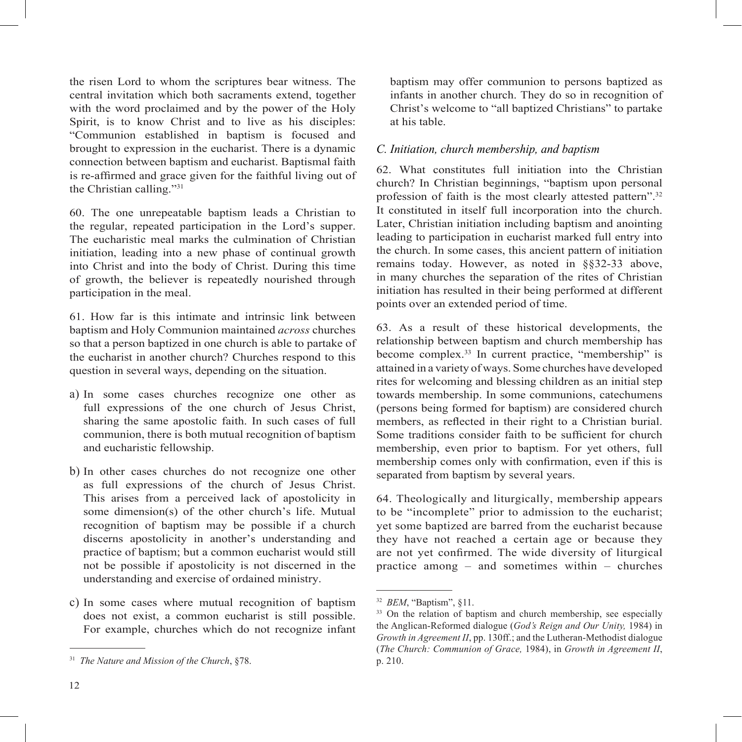the risen Lord to whom the scriptures bear witness. The central invitation which both sacraments extend, together with the word proclaimed and by the power of the Holy Spirit, is to know Christ and to live as his disciples: "Communion established in baptism is focused and brought to expression in the eucharist. There is a dynamic connection between baptism and eucharist. Baptismal faith is re-affirmed and grace given for the faithful living out of the Christian calling."[31]

60. The one unrepeatable baptism leads a Christian to the regular, repeated participation in the Lord's supper. The eucharistic meal marks the culmination of Christian initiation, leading into a new phase of continual growth into Christ and into the body of Christ. During this time of growth, the believer is repeatedly nourished through participation in the meal.

61. How far is this intimate and intrinsic link between baptism and Holy Communion maintained *across* churches so that a person baptized in one church is able to partake of the eucharist in another church? Churches respond to this question in several ways, depending on the situation.

a) In some cases churches recognize one other as full expressions of the one church of Jesus Christ, sharing the same apostolic faith. In such cases of full communion, there is both mutual recognition of baptism and eucharistic fellowship.

b) In other cases churches do not recognize one other as full expressions of the church of Jesus Christ. This arises from a perceived lack of apostolicity in some dimension(s) of the other church's life. Mutual recognition of baptism may be possible if a church discerns apostolicity in another's understanding and practice of baptism; but a common eucharist would still not be possible if apostolicity is not discerned in the understanding and exercise of ordained ministry.

c) In some cases where mutual recognition of baptism does not exist, a common eucharist is still possible. For example, churches which do not recognize infant baptism may offer communion to persons baptized as infants in another church. They do so in recognition of Christ's welcome to "all baptized Christians" to partake at his table.

### *C. Initiation, church membership, and baptism*

62. What constitutes full initiation into the Christian church? In Christian beginnings, "baptism upon personal profession of faith is the most clearly attested pattern".[32] It constituted in itself full incorporation into the church. Later, Christian initiation including baptism and anointing leading to participation in eucharist marked full entry into the church. In some cases, this ancient pattern of initiation remains today. However, as noted in §§32-33 above, in many churches the separation of the rites of Christian initiation has resulted in their being performed at different points over an extended period of time.

63. As a result of these historical developments, the relationship between baptism and church membership has become complex.[33] In current practice, "membership" is attained in a variety of ways. Some churches have developed rites for welcoming and blessing children as an initial step towards membership. In some communions, catechumens (persons being formed for baptism) are considered church members, as reflected in their right to a Christian burial. Some traditions consider faith to be sufficient for church membership, even prior to baptism. For yet others, full membership comes only with confirmation, even if this is separated from baptism by several years.

64. Theologically and liturgically, membership appears to be "incomplete" prior to admission to the eucharist; yet some baptized are barred from the eucharist because they have not reached a certain age or because they are not yet confirmed. The wide diversity of liturgical practice among – and sometimes within – churches

---

[31] *The Nature and Mission of the Church*, §78.

[32] *BEM*, "Baptism", §11.

[33] On the relation of baptism and church membership, see especially the Anglican-Reformed dialogue (*God's Reign and Our Unity,* 1984) in *Growth in Agreement II*, pp. 130ff.; and the Lutheran-Methodist dialogue (*The Church: Communion of Grace,* 1984), in *Growth in Agreement II*, p. 210.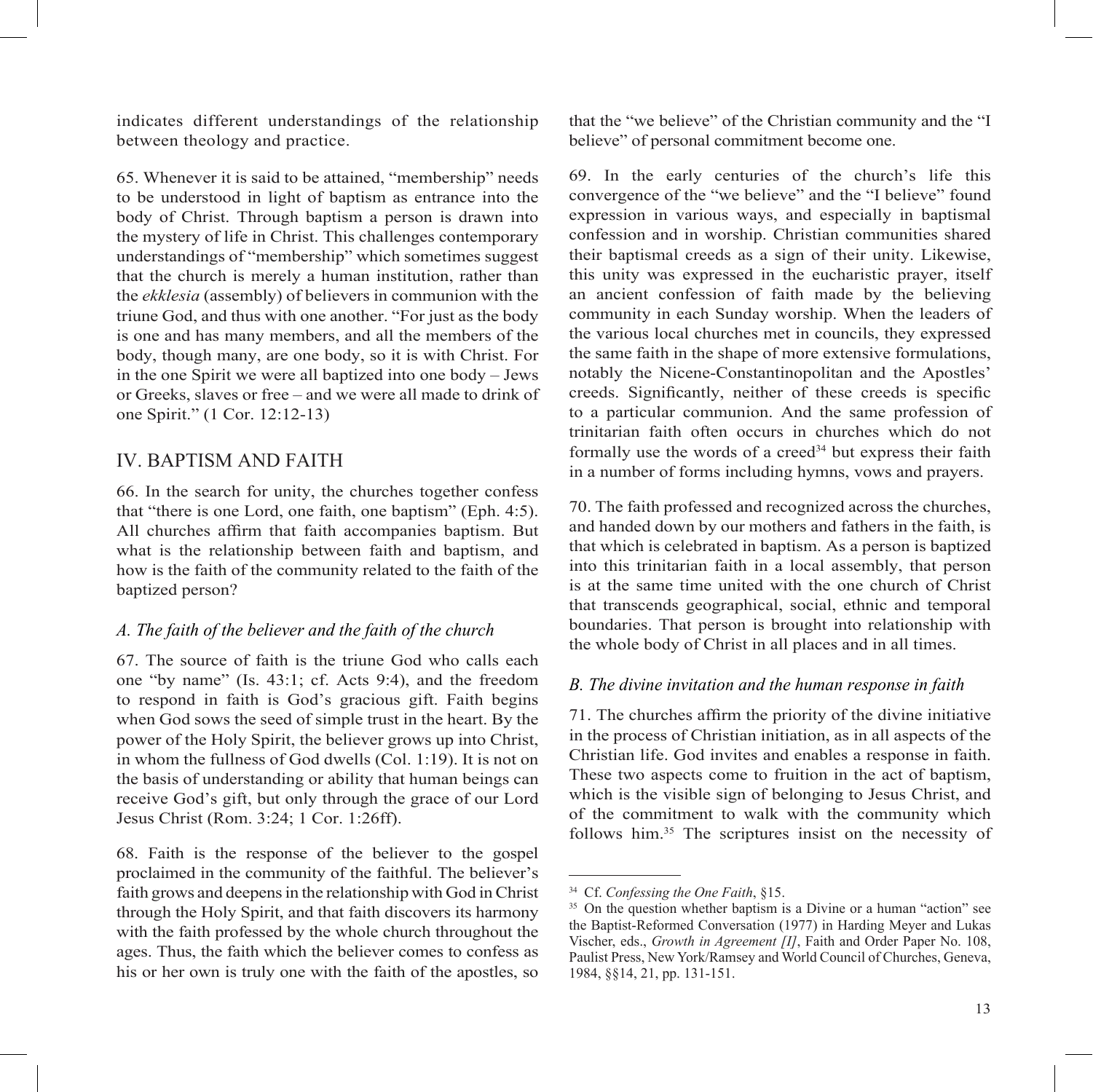indicates different understandings of the relationship between theology and practice.

65. Whenever it is said to be attained, "membership" needs to be understood in light of baptism as entrance into the body of Christ. Through baptism a person is drawn into the mystery of life in Christ. This challenges contemporary understandings of "membership" which sometimes suggest that the church is merely a human institution, rather than the *ekklesia* (assembly) of believers in communion with the triune God, and thus with one another. "For just as the body is one and has many members, and all the members of the body, though many, are one body, so it is with Christ. For in the one Spirit we were all baptized into one body – Jews or Greeks, slaves or free – and we were all made to drink of one Spirit." (1 Cor. 12:12-13)

## IV. BAPTISM AND FAITH

66. In the search for unity, the churches together confess that "there is one Lord, one faith, one baptism" (Eph. 4:5). All churches affirm that faith accompanies baptism. But what is the relationship between faith and baptism, and how is the faith of the community related to the faith of the baptized person?

### *A. The faith of the believer and the faith of the church*

67. The source of faith is the triune God who calls each one "by name" (Is. 43:1; cf. Acts 9:4), and the freedom to respond in faith is God's gracious gift. Faith begins when God sows the seed of simple trust in the heart. By the power of the Holy Spirit, the believer grows up into Christ, in whom the fullness of God dwells (Col. 1:19). It is not on the basis of understanding or ability that human beings can receive God's gift, but only through the grace of our Lord Jesus Christ (Rom. 3:24; 1 Cor. 1:26ff).

68. Faith is the response of the believer to the gospel proclaimed in the community of the faithful. The believer's faith grows and deepens in the relationship with God in Christ through the Holy Spirit, and that faith discovers its harmony with the faith professed by the whole church throughout the ages. Thus, the faith which the believer comes to confess as his or her own is truly one with the faith of the apostles, so that the "we believe" of the Christian community and the "I believe" of personal commitment become one.

69. In the early centuries of the church's life this convergence of the "we believe" and the "I believe" found expression in various ways, and especially in baptismal confession and in worship. Christian communities shared their baptismal creeds as a sign of their unity. Likewise, this unity was expressed in the eucharistic prayer, itself an ancient confession of faith made by the believing community in each Sunday worship. When the leaders of the various local churches met in councils, they expressed the same faith in the shape of more extensive formulations, notably the Nicene-Constantinopolitan and the Apostles' creeds. Significantly, neither of these creeds is specific to a particular communion. And the same profession of trinitarian faith often occurs in churches which do not formally use the words of a creed[34] but express their faith in a number of forms including hymns, vows and prayers.

70. The faith professed and recognized across the churches, and handed down by our mothers and fathers in the faith, is that which is celebrated in baptism. As a person is baptized into this trinitarian faith in a local assembly, that person is at the same time united with the one church of Christ that transcends geographical, social, ethnic and temporal boundaries. That person is brought into relationship with the whole body of Christ in all places and in all times.

### *B. The divine invitation and the human response in faith*

71. The churches affirm the priority of the divine initiative in the process of Christian initiation, as in all aspects of the Christian life. God invites and enables a response in faith. These two aspects come to fruition in the act of baptism, which is the visible sign of belonging to Jesus Christ, and of the commitment to walk with the community which follows him.[35] The scriptures insist on the necessity of

---

[34] Cf. *Confessing the One Faith*, §15.

[35] On the question whether baptism is a Divine or a human "action" see the Baptist-Reformed Conversation (1977) in Harding Meyer and Lukas Vischer, eds., *Growth in Agreement [I]*, Faith and Order Paper No. 108, Paulist Press, New York/Ramsey and World Council of Churches, Geneva, 1984, §§14, 21, pp. 131-151.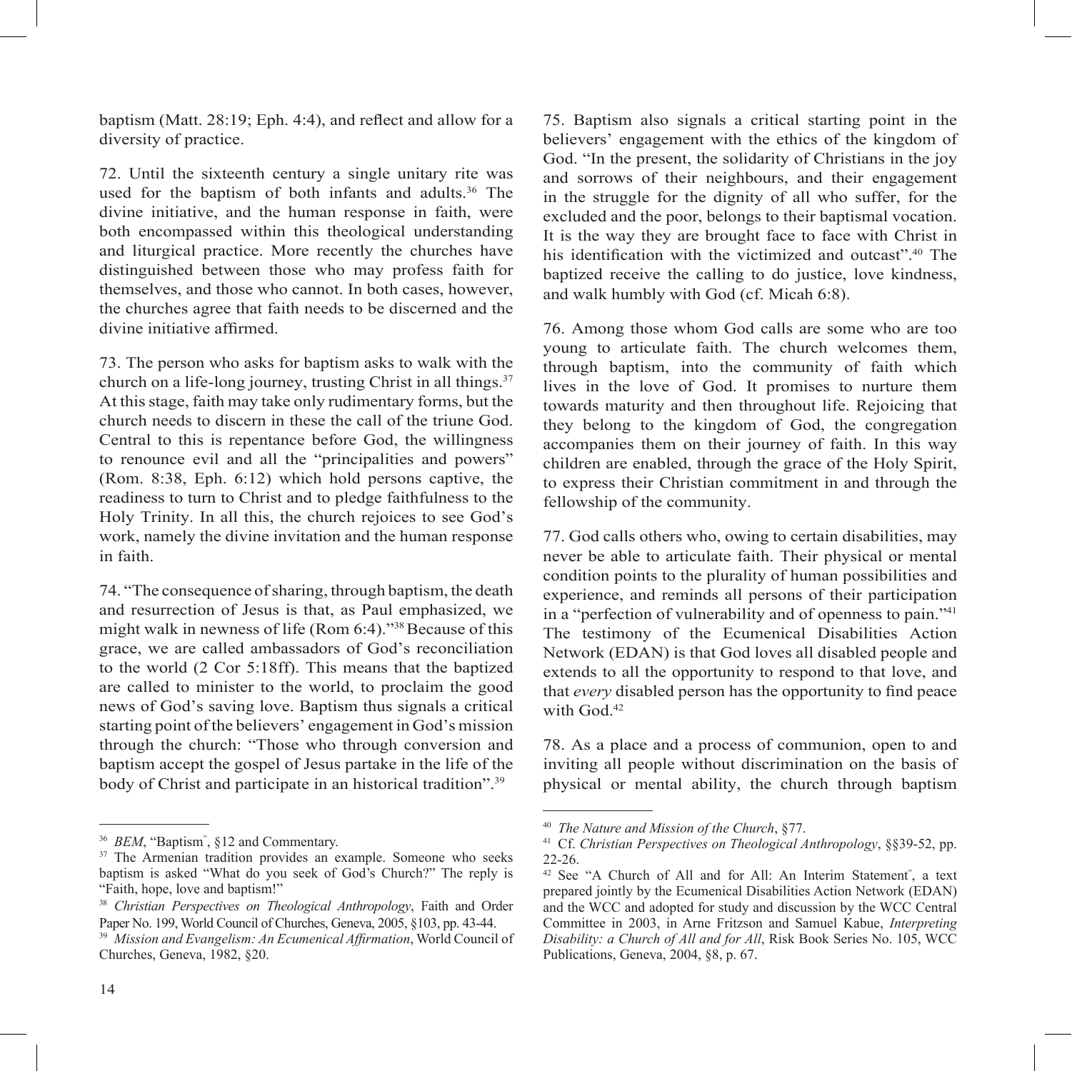baptism (Matt. 28:19; Eph. 4:4), and reflect and allow for a diversity of practice.

72. Until the sixteenth century a single unitary rite was used for the baptism of both infants and adults.[36] The divine initiative, and the human response in faith, were both encompassed within this theological understanding and liturgical practice. More recently the churches have distinguished between those who may profess faith for themselves, and those who cannot. In both cases, however, the churches agree that faith needs to be discerned and the divine initiative affirmed.

73. The person who asks for baptism asks to walk with the church on a life-long journey, trusting Christ in all things.[37] At this stage, faith may take only rudimentary forms, but the church needs to discern in these the call of the triune God. Central to this is repentance before God, the willingness to renounce evil and all the "principalities and powers" (Rom. 8:38, Eph. 6:12) which hold persons captive, the readiness to turn to Christ and to pledge faithfulness to the Holy Trinity. In all this, the church rejoices to see God's work, namely the divine invitation and the human response in faith.

74. "The consequence of sharing, through baptism, the death and resurrection of Jesus is that, as Paul emphasized, we might walk in newness of life (Rom 6:4)."[38] Because of this grace, we are called ambassadors of God's reconciliation to the world (2 Cor 5:18ff). This means that the baptized are called to minister to the world, to proclaim the good news of God's saving love. Baptism thus signals a critical starting point of the believers' engagement in God's mission through the church: "Those who through conversion and baptism accept the gospel of Jesus partake in the life of the body of Christ and participate in an historical tradition".[39]

75. Baptism also signals a critical starting point in the believers' engagement with the ethics of the kingdom of God. "In the present, the solidarity of Christians in the joy and sorrows of their neighbours, and their engagement in the struggle for the dignity of all who suffer, for the excluded and the poor, belongs to their baptismal vocation. It is the way they are brought face to face with Christ in his identification with the victimized and outcast".[40] The baptized receive the calling to do justice, love kindness, and walk humbly with God (cf. Micah 6:8).

76. Among those whom God calls are some who are too young to articulate faith. The church welcomes them, through baptism, into the community of faith which lives in the love of God. It promises to nurture them towards maturity and then throughout life. Rejoicing that they belong to the kingdom of God, the congregation accompanies them on their journey of faith. In this way children are enabled, through the grace of the Holy Spirit, to express their Christian commitment in and through the fellowship of the community.

77. God calls others who, owing to certain disabilities, may never be able to articulate faith. Their physical or mental condition points to the plurality of human possibilities and experience, and reminds all persons of their participation in a "perfection of vulnerability and of openness to pain."[41] The testimony of the Ecumenical Disabilities Action Network (EDAN) is that God loves all disabled people and extends to all the opportunity to respond to that love, and that *every* disabled person has the opportunity to find peace with God.[42]

78. As a place and a process of communion, open to and inviting all people without discrimination on the basis of physical or mental ability, the church through baptism

---

[36] *BEM*, "Baptism", §12 and Commentary.

[37] The Armenian tradition provides an example. Someone who seeks baptism is asked "What do you seek of God's Church?" The reply is "Faith, hope, love and baptism!"

[38] *Christian Perspectives on Theological Anthropology*, Faith and Order Paper No. 199, World Council of Churches, Geneva, 2005, §103, pp. 43-44.

[39] *Mission and Evangelism: An Ecumenical Affirmation*, World Council of Churches, Geneva, 1982, §20.

[40] *The Nature and Mission of the Church*, §77.

[41] Cf. *Christian Perspectives on Theological Anthropology*, §§39-52, pp. 22-26.

[42] See "A Church of All and for All: An Interim Statement", a text prepared jointly by the Ecumenical Disabilities Action Network (EDAN) and the WCC and adopted for study and discussion by the WCC Central Committee in 2003, in Arne Fritzson and Samuel Kabue, *Interpreting Disability: a Church of All and for All*, Risk Book Series No. 105, WCC Publications, Geneva, 2004, §8, p. 67.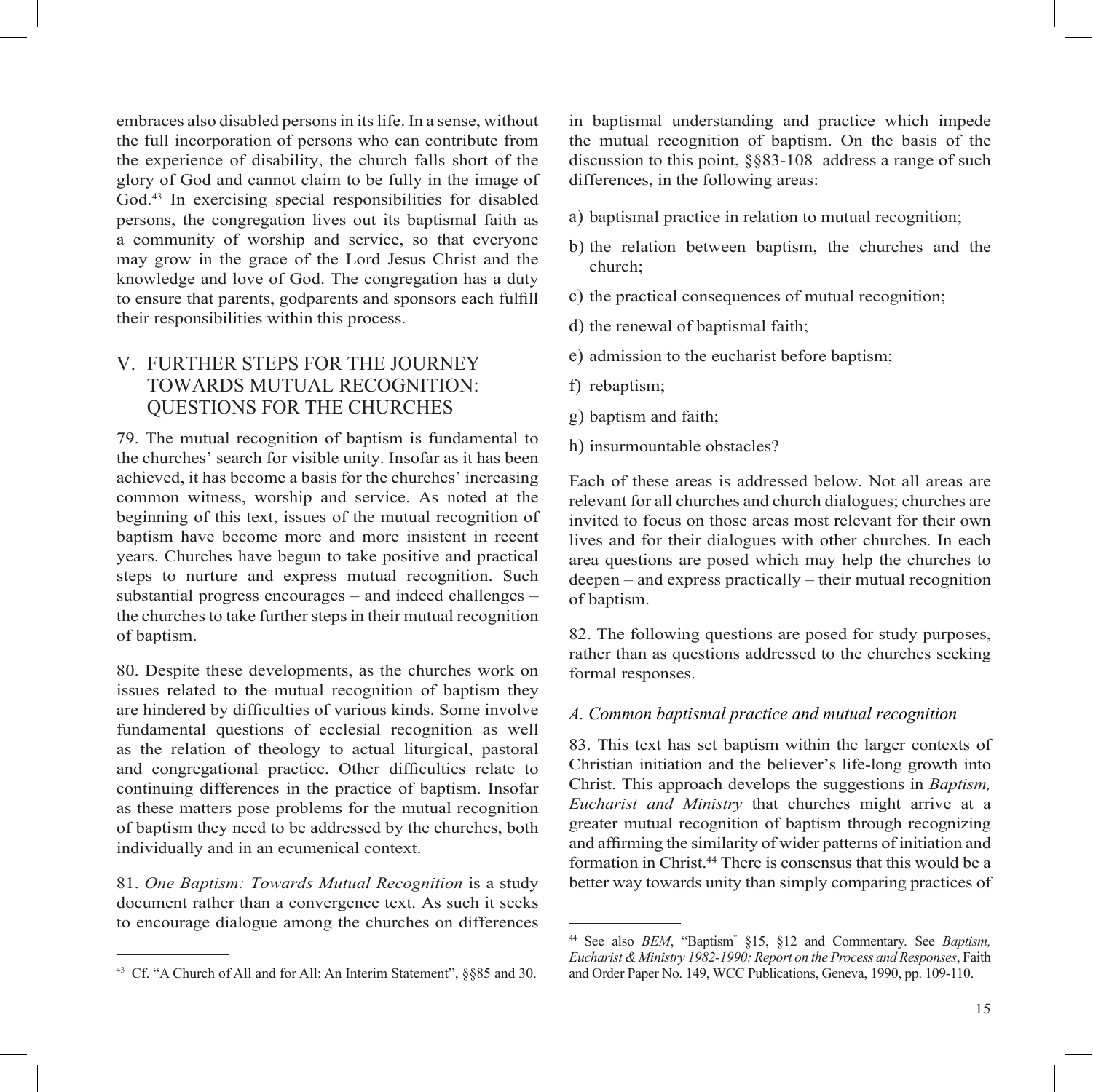embraces also disabled persons in its life. In a sense, without the full incorporation of persons who can contribute from the experience of disability, the church falls short of the glory of God and cannot claim to be fully in the image of God.[43] In exercising special responsibilities for disabled persons, the congregation lives out its baptismal faith as a community of worship and service, so that everyone may grow in the grace of the Lord Jesus Christ and the knowledge and love of God. The congregation has a duty to ensure that parents, godparents and sponsors each fulfill their responsibilities within this process.

## V. FURTHER STEPS FOR THE JOURNEY TOWARDS MUTUAL RECOGNITION: QUESTIONS FOR THE CHURCHES

79. The mutual recognition of baptism is fundamental to the churches' search for visible unity. Insofar as it has been achieved, it has become a basis for the churches' increasing common witness, worship and service. As noted at the beginning of this text, issues of the mutual recognition of baptism have become more and more insistent in recent years. Churches have begun to take positive and practical steps to nurture and express mutual recognition. Such substantial progress encourages – and indeed challenges – the churches to take further steps in their mutual recognition of baptism.

80. Despite these developments, as the churches work on issues related to the mutual recognition of baptism they are hindered by difficulties of various kinds. Some involve fundamental questions of ecclesial recognition as well as the relation of theology to actual liturgical, pastoral and congregational practice. Other difficulties relate to continuing differences in the practice of baptism. Insofar as these matters pose problems for the mutual recognition of baptism they need to be addressed by the churches, both individually and in an ecumenical context.

81. *One Baptism: Towards Mutual Recognition* is a study document rather than a convergence text. As such it seeks to encourage dialogue among the churches on differences in baptismal understanding and practice which impede the mutual recognition of baptism. On the basis of the discussion to this point, §§83-108 address a range of such differences, in the following areas:

a) baptismal practice in relation to mutual recognition;

b) the relation between baptism, the churches and the church;

c) the practical consequences of mutual recognition;

d) the renewal of baptismal faith;

e) admission to the eucharist before baptism;

f) rebaptism;

g) baptism and faith;

h) insurmountable obstacles?

Each of these areas is addressed below. Not all areas are relevant for all churches and church dialogues; churches are invited to focus on those areas most relevant for their own lives and for their dialogues with other churches. In each area questions are posed which may help the churches to deepen – and express practically – their mutual recognition of baptism.

82. The following questions are posed for study purposes, rather than as questions addressed to the churches seeking formal responses.

### *A. Common baptismal practice and mutual recognition*

83. This text has set baptism within the larger contexts of Christian initiation and the believer's life-long growth into Christ. This approach develops the suggestions in *Baptism, Eucharist and Ministry* that churches might arrive at a greater mutual recognition of baptism through recognizing and affirming the similarity of wider patterns of initiation and formation in Christ.[44] There is consensus that this would be a better way towards unity than simply comparing practices of

---

[43] Cf. "A Church of All and for All: An Interim Statement", §§85 and 30.

[44] See also *BEM*, "Baptism" §15, §12 and Commentary. See *Baptism, Eucharist & Ministry 1982-1990: Report on the Process and Responses*, Faith and Order Paper No. 149, WCC Publications, Geneva, 1990, pp. 109-110.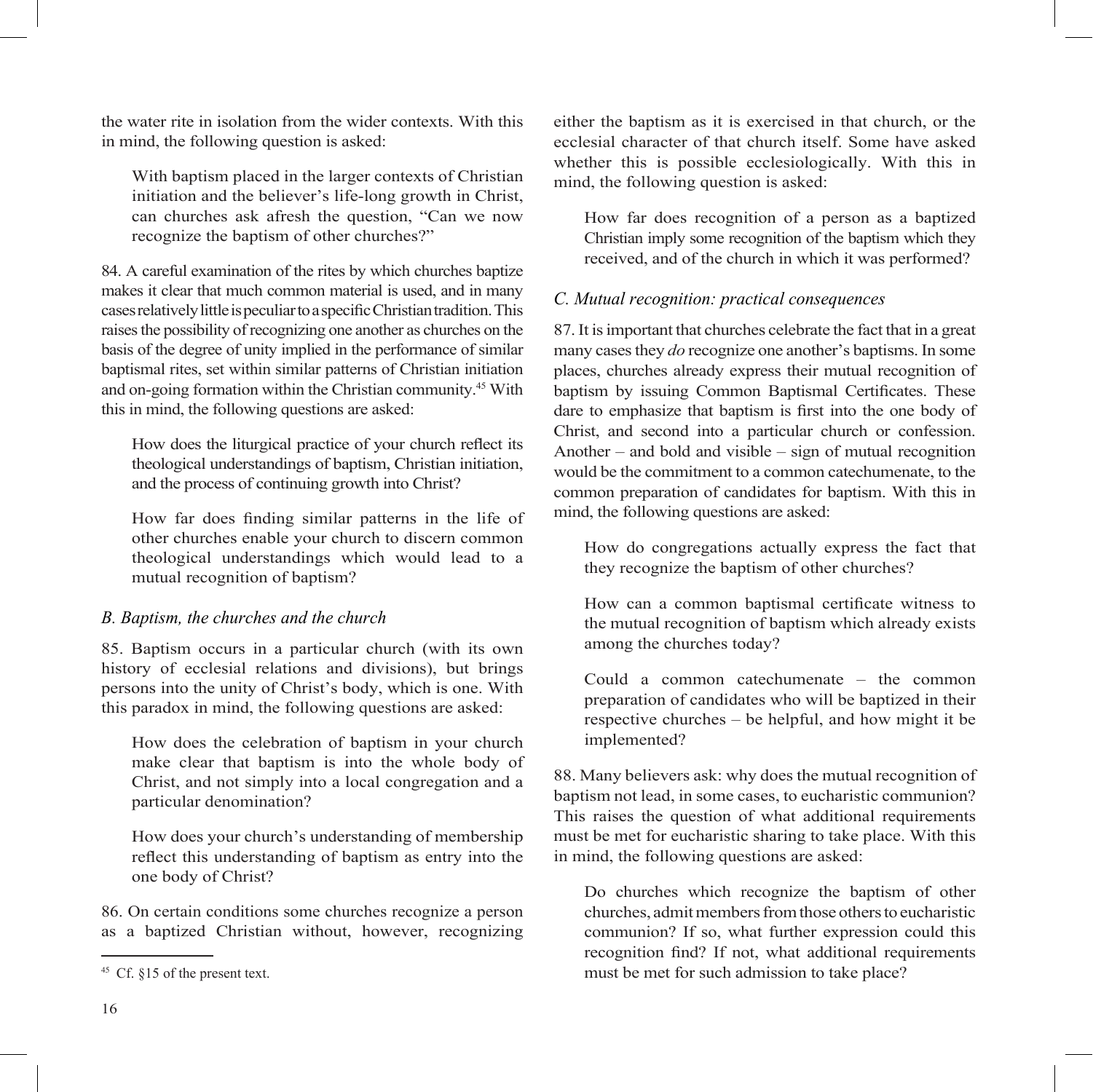the water rite in isolation from the wider contexts. With this in mind, the following question is asked:

> With baptism placed in the larger contexts of Christian initiation and the believer's life-long growth in Christ, can churches ask afresh the question, "Can we now recognize the baptism of other churches?"

84. A careful examination of the rites by which churches baptize makes it clear that much common material is used, and in many cases relatively little is peculiar to a specific Christian tradition. This raises the possibility of recognizing one another as churches on the basis of the degree of unity implied in the performance of similar baptismal rites, set within similar patterns of Christian initiation and on-going formation within the Christian community.[45] With this in mind, the following questions are asked:

> How does the liturgical practice of your church reflect its theological understandings of baptism, Christian initiation, and the process of continuing growth into Christ?
>
> How far does finding similar patterns in the life of other churches enable your church to discern common theological understandings which would lead to a mutual recognition of baptism?

### *B. Baptism, the churches and the church*

85. Baptism occurs in a particular church (with its own history of ecclesial relations and divisions), but brings persons into the unity of Christ's body, which is one. With this paradox in mind, the following questions are asked:

> How does the celebration of baptism in your church make clear that baptism is into the whole body of Christ, and not simply into a local congregation and a particular denomination?
>
> How does your church's understanding of membership reflect this understanding of baptism as entry into the one body of Christ?

86. On certain conditions some churches recognize a person as a baptized Christian without, however, recognizing either the baptism as it is exercised in that church, or the ecclesial character of that church itself. Some have asked whether this is possible ecclesiologically. With this in mind, the following question is asked:

> How far does recognition of a person as a baptized Christian imply some recognition of the baptism which they received, and of the church in which it was performed?

### *C. Mutual recognition: practical consequences*

87. It is important that churches celebrate the fact that in a great many cases they *do* recognize one another's baptisms. In some places, churches already express their mutual recognition of baptism by issuing Common Baptismal Certificates. These dare to emphasize that baptism is first into the one body of Christ, and second into a particular church or confession. Another – and bold and visible – sign of mutual recognition would be the commitment to a common catechumenate, to the common preparation of candidates for baptism. With this in mind, the following questions are asked:

> How do congregations actually express the fact that they recognize the baptism of other churches?
>
> How can a common baptismal certificate witness to the mutual recognition of baptism which already exists among the churches today?
>
> Could a common catechumenate – the common preparation of candidates who will be baptized in their respective churches – be helpful, and how might it be implemented?

88. Many believers ask: why does the mutual recognition of baptism not lead, in some cases, to eucharistic communion? This raises the question of what additional requirements must be met for eucharistic sharing to take place. With this in mind, the following questions are asked:

> Do churches which recognize the baptism of other churches, admit members from those others to eucharistic communion? If so, what further expression could this recognition find? If not, what additional requirements must be met for such admission to take place?

---

[45] Cf. §15 of the present text.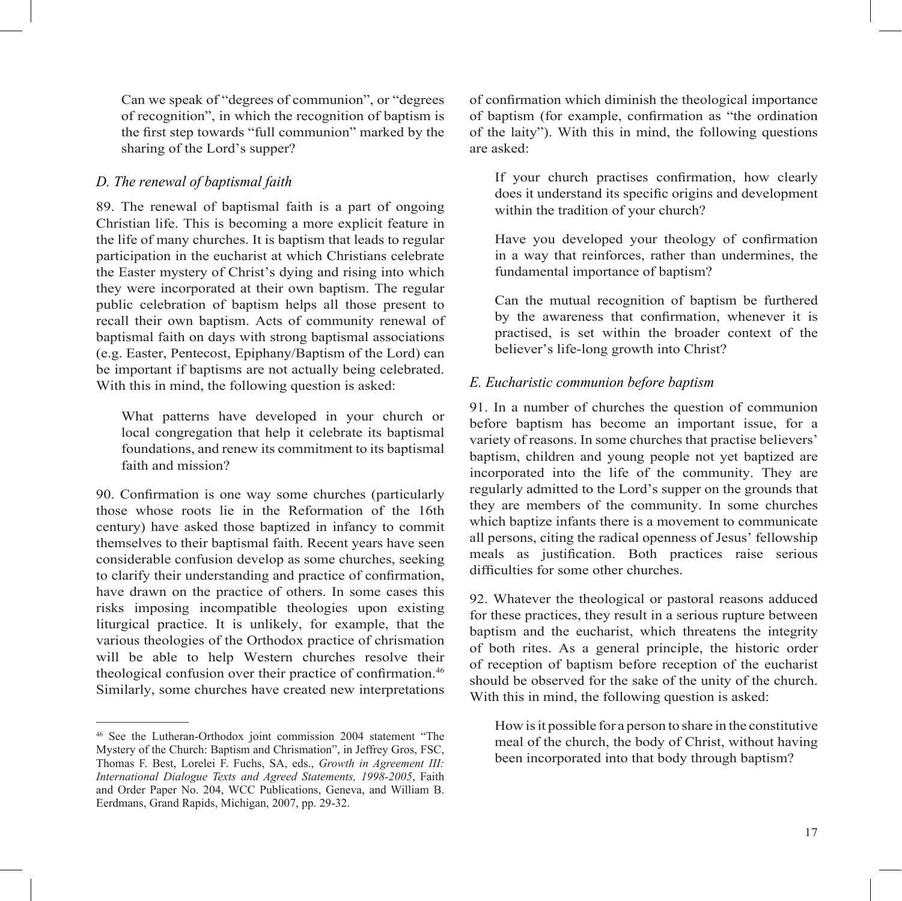Can we speak of "degrees of communion", or "degrees of recognition", in which the recognition of baptism is the first step towards "full communion" marked by the sharing of the Lord's supper?

### *D. The renewal of baptismal faith*

89. The renewal of baptismal faith is a part of ongoing Christian life. This is becoming a more explicit feature in the life of many churches. It is baptism that leads to regular participation in the eucharist at which Christians celebrate the Easter mystery of Christ's dying and rising into which they were incorporated at their own baptism. The regular public celebration of baptism helps all those present to recall their own baptism. Acts of community renewal of baptismal faith on days with strong baptismal associations (e.g. Easter, Pentecost, Epiphany/Baptism of the Lord) can be important if baptisms are not actually being celebrated. With this in mind, the following question is asked:

> What patterns have developed in your church or local congregation that help it celebrate its baptismal foundations, and renew its commitment to its baptismal faith and mission?

90. Confirmation is one way some churches (particularly those whose roots lie in the Reformation of the 16th century) have asked those baptized in infancy to commit themselves to their baptismal faith. Recent years have seen considerable confusion develop as some churches, seeking to clarify their understanding and practice of confirmation, have drawn on the practice of others. In some cases this risks imposing incompatible theologies upon existing liturgical practice. It is unlikely, for example, that the various theologies of the Orthodox practice of chrismation will be able to help Western churches resolve their theological confusion over their practice of confirmation.[46] Similarly, some churches have created new interpretations of confirmation which diminish the theological importance of baptism (for example, confirmation as "the ordination of the laity"). With this in mind, the following questions are asked:

> If your church practises confirmation, how clearly does it understand its specific origins and development within the tradition of your church?
>
> Have you developed your theology of confirmation in a way that reinforces, rather than undermines, the fundamental importance of baptism?
>
> Can the mutual recognition of baptism be furthered by the awareness that confirmation, whenever it is practised, is set within the broader context of the believer's life-long growth into Christ?

### *E. Eucharistic communion before baptism*

91. In a number of churches the question of communion before baptism has become an important issue, for a variety of reasons. In some churches that practise believers' baptism, children and young people not yet baptized are incorporated into the life of the community. They are regularly admitted to the Lord's supper on the grounds that they are members of the community. In some churches which baptize infants there is a movement to communicate all persons, citing the radical openness of Jesus' fellowship meals as justification. Both practices raise serious difficulties for some other churches.

92. Whatever the theological or pastoral reasons adduced for these practices, they result in a serious rupture between baptism and the eucharist, which threatens the integrity of both rites. As a general principle, the historic order of reception of baptism before reception of the eucharist should be observed for the sake of the unity of the church. With this in mind, the following question is asked:

> How is it possible for a person to share in the constitutive meal of the church, the body of Christ, without having been incorporated into that body through baptism?

---

[46] See the Lutheran-Orthodox joint commission 2004 statement "The Mystery of the Church: Baptism and Chrismation", in Jeffrey Gros, FSC, Thomas F. Best, Lorelei F. Fuchs, SA, eds., *Growth in Agreement III: International Dialogue Texts and Agreed Statements, 1998-2005*, Faith and Order Paper No. 204, WCC Publications, Geneva, and William B. Eerdmans, Grand Rapids, Michigan, 2007, pp. 29-32.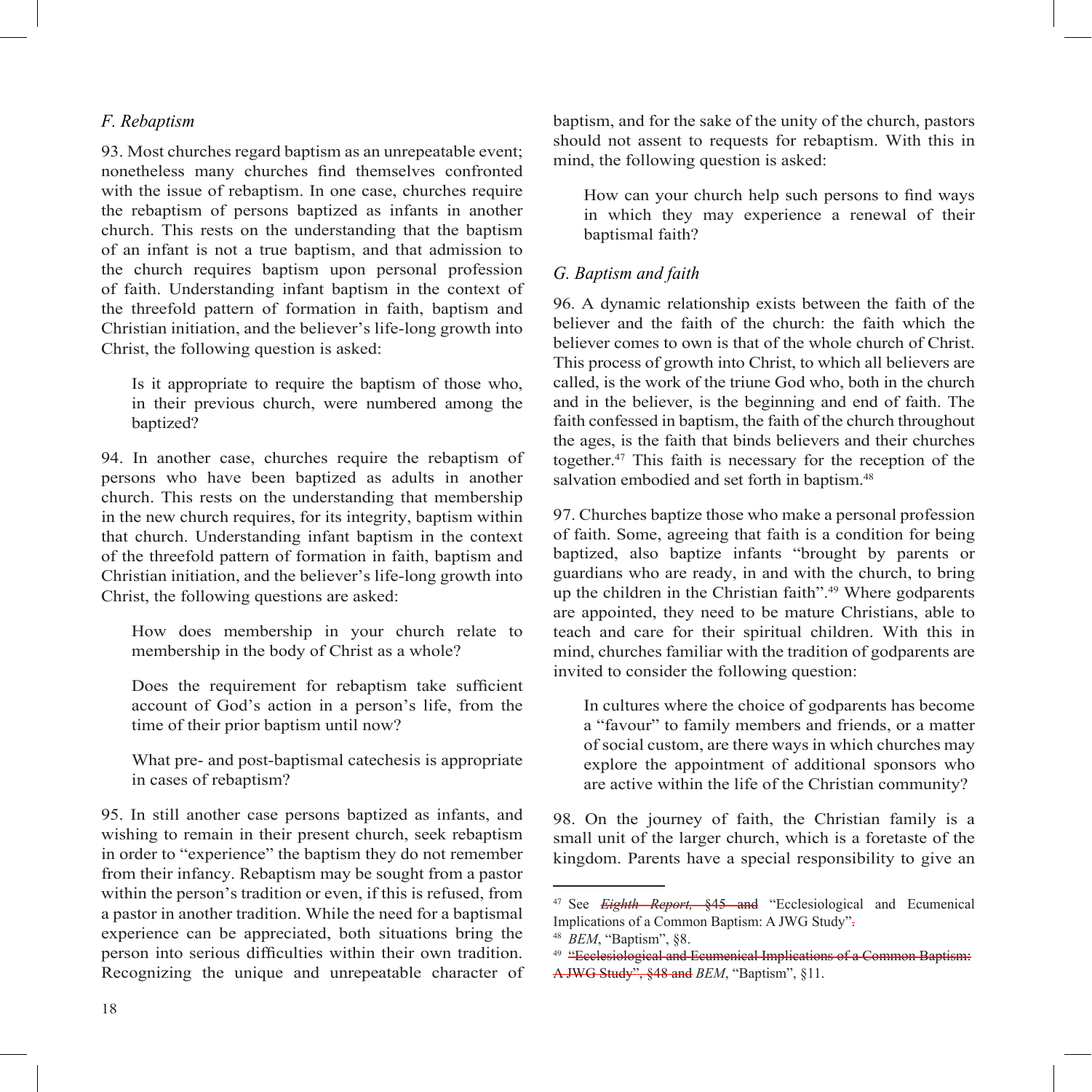### *F. Rebaptism*

93. Most churches regard baptism as an unrepeatable event; nonetheless many churches find themselves confronted with the issue of rebaptism. In one case, churches require the rebaptism of persons baptized as infants in another church. This rests on the understanding that the baptism of an infant is not a true baptism, and that admission to the church requires baptism upon personal profession of faith. Understanding infant baptism in the context of the threefold pattern of formation in faith, baptism and Christian initiation, and the believer's life-long growth into Christ, the following question is asked:

> Is it appropriate to require the baptism of those who, in their previous church, were numbered among the baptized?

94. In another case, churches require the rebaptism of persons who have been baptized as adults in another church. This rests on the understanding that membership in the new church requires, for its integrity, baptism within that church. Understanding infant baptism in the context of the threefold pattern of formation in faith, baptism and Christian initiation, and the believer's life-long growth into Christ, the following questions are asked:

> How does membership in your church relate to membership in the body of Christ as a whole?
>
> Does the requirement for rebaptism take sufficient account of God's action in a person's life, from the time of their prior baptism until now?
>
> What pre- and post-baptismal catechesis is appropriate in cases of rebaptism?

95. In still another case persons baptized as infants, and wishing to remain in their present church, seek rebaptism in order to "experience" the baptism they do not remember from their infancy. Rebaptism may be sought from a pastor within the person's tradition or even, if this is refused, from a pastor in another tradition. While the need for a baptismal experience can be appreciated, both situations bring the person into serious difficulties within their own tradition. Recognizing the unique and unrepeatable character of baptism, and for the sake of the unity of the church, pastors should not assent to requests for rebaptism. With this in mind, the following question is asked:

> How can your church help such persons to find ways in which they may experience a renewal of their baptismal faith?

### *G. Baptism and faith*

96. A dynamic relationship exists between the faith of the believer and the faith of the church: the faith which the believer comes to own is that of the whole church of Christ. This process of growth into Christ, to which all believers are called, is the work of the triune God who, both in the church and in the believer, is the beginning and end of faith. The faith confessed in baptism, the faith of the church throughout the ages, is the faith that binds believers and their churches together.[47] This faith is necessary for the reception of the salvation embodied and set forth in baptism.[48]

97. Churches baptize those who make a personal profession of faith. Some, agreeing that faith is a condition for being baptized, also baptize infants "brought by parents or guardians who are ready, in and with the church, to bring up the children in the Christian faith".[49] Where godparents are appointed, they need to be mature Christians, able to teach and care for their spiritual children. With this in mind, churches familiar with the tradition of godparents are invited to consider the following question:

> In cultures where the choice of godparents has become a "favour" to family members and friends, or a matter of social custom, are there ways in which churches may explore the appointment of additional sponsors who are active within the life of the Christian community?

98. On the journey of faith, the Christian family is a small unit of the larger church, which is a foretaste of the kingdom. Parents have a special responsibility to give an

---

[47] See ~~*Eighth Report*, §45 and~~ "Ecclesiological and Ecumenical Implications of a Common Baptism: A JWG Study"~~.~~

[48] *BEM*, "Baptism", §8.

[49] ~~"Ecclesiological and Ecumenical Implications of a Common Baptism: A JWG Study", §48 and~~ *BEM*, "Baptism", §11.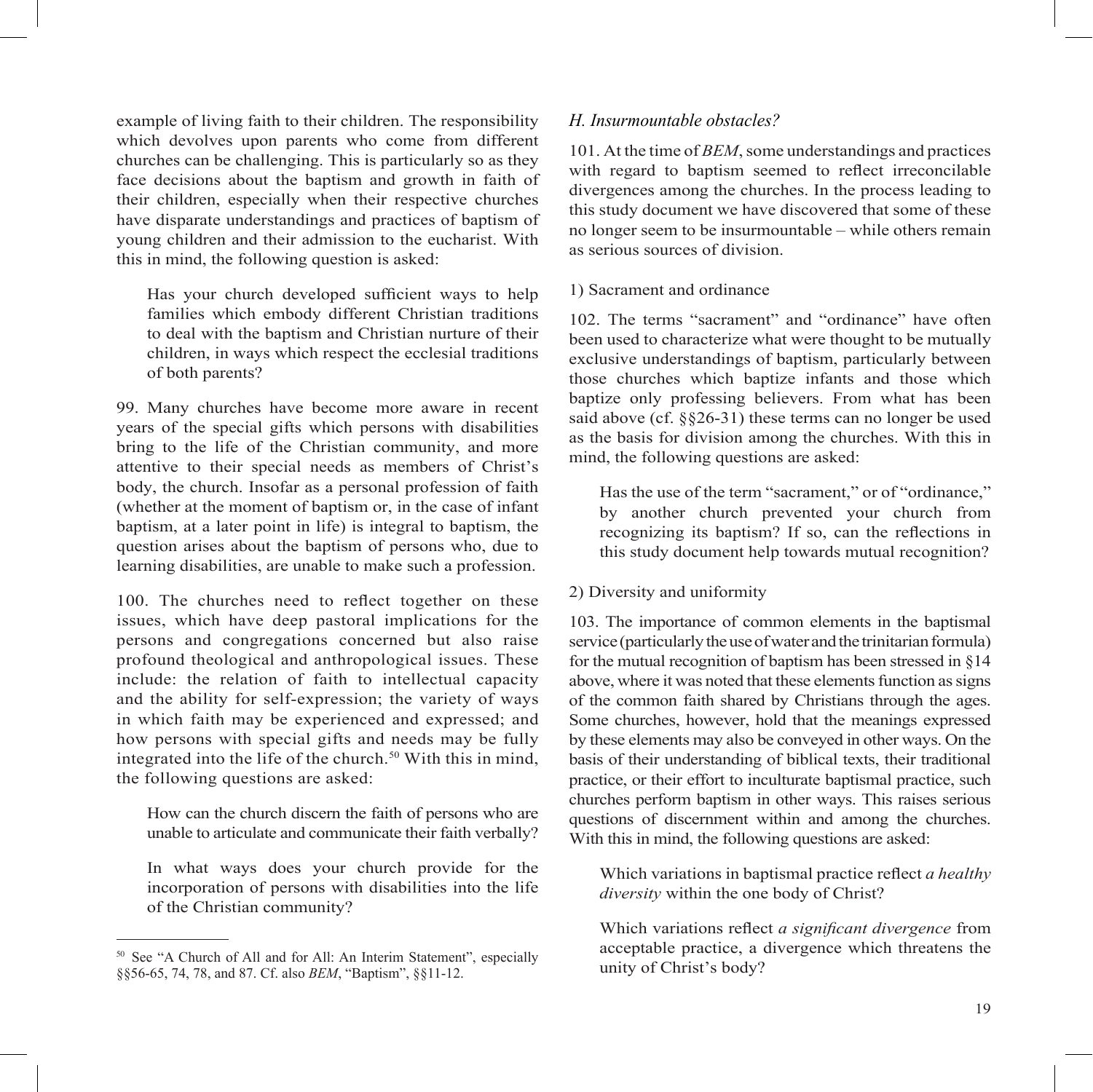example of living faith to their children. The responsibility which devolves upon parents who come from different churches can be challenging. This is particularly so as they face decisions about the baptism and growth in faith of their children, especially when their respective churches have disparate understandings and practices of baptism of young children and their admission to the eucharist. With this in mind, the following question is asked:

> Has your church developed sufficient ways to help families which embody different Christian traditions to deal with the baptism and Christian nurture of their children, in ways which respect the ecclesial traditions of both parents?

99. Many churches have become more aware in recent years of the special gifts which persons with disabilities bring to the life of the Christian community, and more attentive to their special needs as members of Christ's body, the church. Insofar as a personal profession of faith (whether at the moment of baptism or, in the case of infant baptism, at a later point in life) is integral to baptism, the question arises about the baptism of persons who, due to learning disabilities, are unable to make such a profession.

100. The churches need to reflect together on these issues, which have deep pastoral implications for the persons and congregations concerned but also raise profound theological and anthropological issues. These include: the relation of faith to intellectual capacity and the ability for self-expression; the variety of ways in which faith may be experienced and expressed; and how persons with special gifts and needs may be fully integrated into the life of the church.[50] With this in mind, the following questions are asked:

> How can the church discern the faith of persons who are unable to articulate and communicate their faith verbally?
>
> In what ways does your church provide for the incorporation of persons with disabilities into the life of the Christian community?

### *H. Insurmountable obstacles?*

101. At the time of *BEM*, some understandings and practices with regard to baptism seemed to reflect irreconcilable divergences among the churches. In the process leading to this study document we have discovered that some of these no longer seem to be insurmountable – while others remain as serious sources of division.

#### 1) Sacrament and ordinance

102. The terms "sacrament" and "ordinance" have often been used to characterize what were thought to be mutually exclusive understandings of baptism, particularly between those churches which baptize infants and those which baptize only professing believers. From what has been said above (cf. §§26-31) these terms can no longer be used as the basis for division among the churches. With this in mind, the following questions are asked:

> Has the use of the term "sacrament," or of "ordinance," by another church prevented your church from recognizing its baptism? If so, can the reflections in this study document help towards mutual recognition?

#### 2) Diversity and uniformity

103. The importance of common elements in the baptismal service (particularly the use of water and the trinitarian formula) for the mutual recognition of baptism has been stressed in §14 above, where it was noted that these elements function as signs of the common faith shared by Christians through the ages. Some churches, however, hold that the meanings expressed by these elements may also be conveyed in other ways. On the basis of their understanding of biblical texts, their traditional practice, or their effort to inculturate baptismal practice, such churches perform baptism in other ways. This raises serious questions of discernment within and among the churches. With this in mind, the following questions are asked:

> Which variations in baptismal practice reflect *a healthy diversity* within the one body of Christ?
>
> Which variations reflect *a significant divergence* from acceptable practice, a divergence which threatens the unity of Christ's body?

---

[50] See "A Church of All and for All: An Interim Statement", especially §§56-65, 74, 78, and 87. Cf. also *BEM*, "Baptism", §§11-12.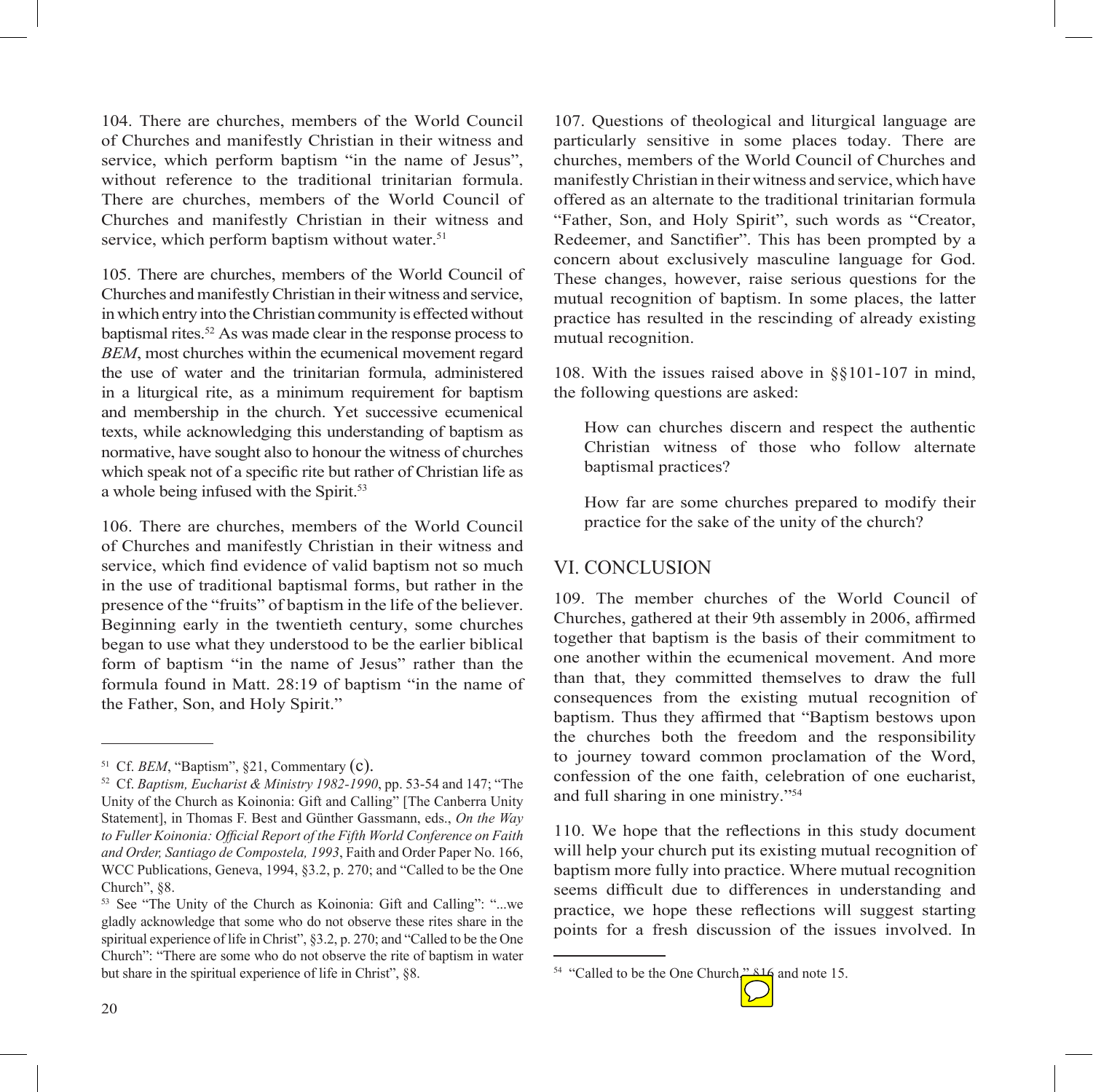104. There are churches, members of the World Council of Churches and manifestly Christian in their witness and service, which perform baptism "in the name of Jesus", without reference to the traditional trinitarian formula. There are churches, members of the World Council of Churches and manifestly Christian in their witness and service, which perform baptism without water.[51]

105. There are churches, members of the World Council of Churches and manifestly Christian in their witness and service, in which entry into the Christian community is effected without baptismal rites.[52] As was made clear in the response process to *BEM*, most churches within the ecumenical movement regard the use of water and the trinitarian formula, administered in a liturgical rite, as a minimum requirement for baptism and membership in the church. Yet successive ecumenical texts, while acknowledging this understanding of baptism as normative, have sought also to honour the witness of churches which speak not of a specific rite but rather of Christian life as a whole being infused with the Spirit.[53]

106. There are churches, members of the World Council of Churches and manifestly Christian in their witness and service, which find evidence of valid baptism not so much in the use of traditional baptismal forms, but rather in the presence of the "fruits" of baptism in the life of the believer. Beginning early in the twentieth century, some churches began to use what they understood to be the earlier biblical form of baptism "in the name of Jesus" rather than the formula found in Matt. 28:19 of baptism "in the name of the Father, Son, and Holy Spirit."

107. Questions of theological and liturgical language are particularly sensitive in some places today. There are churches, members of the World Council of Churches and manifestly Christian in their witness and service, which have offered as an alternate to the traditional trinitarian formula "Father, Son, and Holy Spirit", such words as "Creator, Redeemer, and Sanctifier". This has been prompted by a concern about exclusively masculine language for God. These changes, however, raise serious questions for the mutual recognition of baptism. In some places, the latter practice has resulted in the rescinding of already existing mutual recognition.

108. With the issues raised above in §§101-107 in mind, the following questions are asked:

> How can churches discern and respect the authentic Christian witness of those who follow alternate baptismal practices?
>
> How far are some churches prepared to modify their practice for the sake of the unity of the church?

## VI. CONCLUSION

109. The member churches of the World Council of Churches, gathered at their 9th assembly in 2006, affirmed together that baptism is the basis of their commitment to one another within the ecumenical movement. And more than that, they committed themselves to draw the full consequences from the existing mutual recognition of baptism. Thus they affirmed that "Baptism bestows upon the churches both the freedom and the responsibility to journey toward common proclamation of the Word, confession of the one faith, celebration of one eucharist, and full sharing in one ministry."[54]

110. We hope that the reflections in this study document will help your church put its existing mutual recognition of baptism more fully into practice. Where mutual recognition seems difficult due to differences in understanding and practice, we hope these reflections will suggest starting points for a fresh discussion of the issues involved. In

---

[51] Cf. *BEM*, "Baptism", §21, Commentary (c).

[52] Cf. *Baptism, Eucharist & Ministry 1982-1990*, pp. 53-54 and 147; "The Unity of the Church as Koinonia: Gift and Calling" [The Canberra Unity Statement], in Thomas F. Best and Günther Gassmann, eds., *On the Way to Fuller Koinonia: Official Report of the Fifth World Conference on Faith and Order, Santiago de Compostela, 1993*, Faith and Order Paper No. 166, WCC Publications, Geneva, 1994, §3.2, p. 270; and "Called to be the One Church", §8.

[53] See "The Unity of the Church as Koinonia: Gift and Calling": "...we gladly acknowledge that some who do not observe these rites share in the spiritual experience of life in Christ", §3.2, p. 270; and "Called to be the One Church": "There are some who do not observe the rite of baptism in water but share in the spiritual experience of life in Christ", §8.

[54] "Called to be the One Church," §16 and note 15.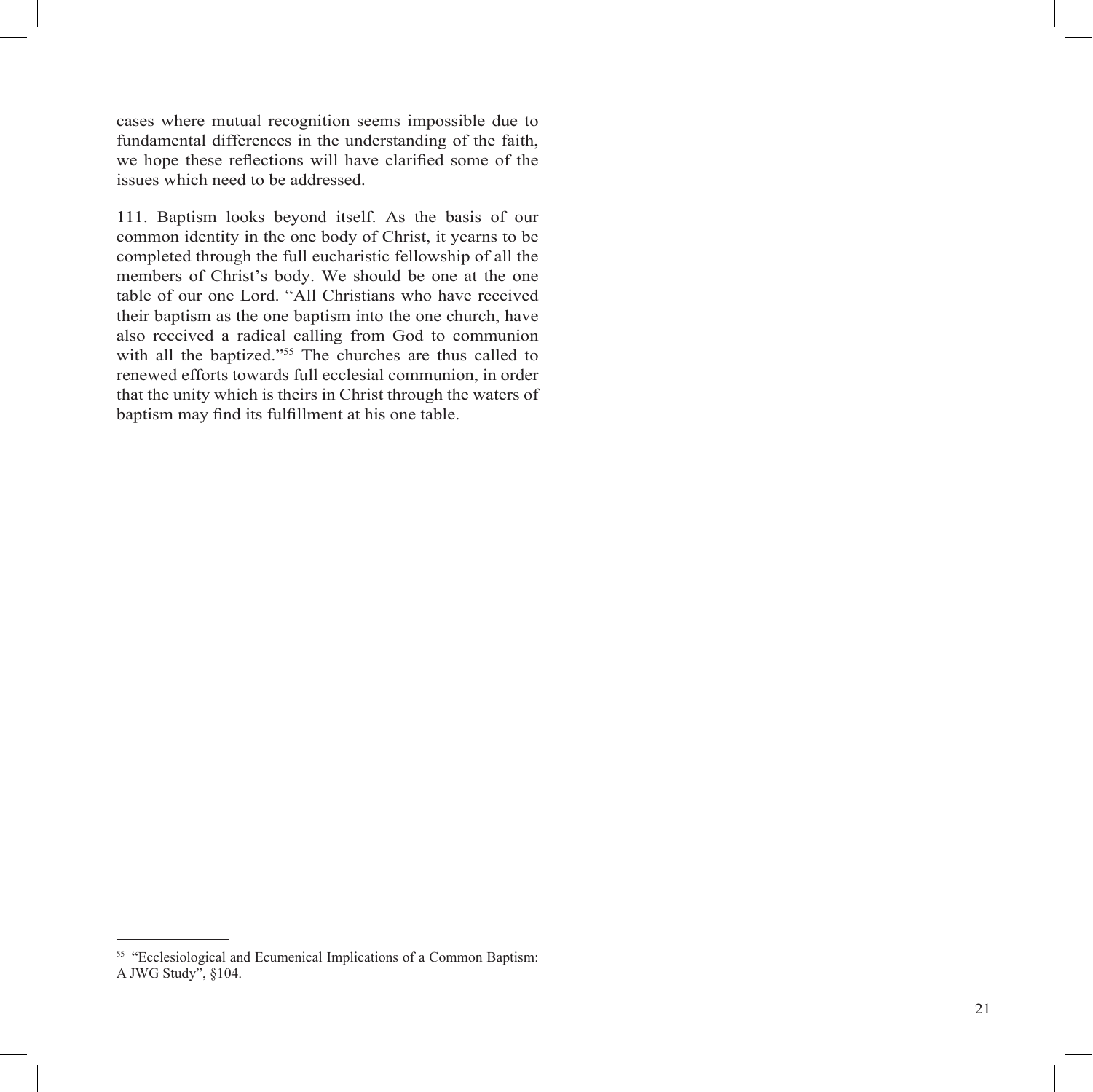cases where mutual recognition seems impossible due to fundamental differences in the understanding of the faith, we hope these reflections will have clarified some of the issues which need to be addressed.

111. Baptism looks beyond itself. As the basis of our common identity in the one body of Christ, it yearns to be completed through the full eucharistic fellowship of all the members of Christ's body. We should be one at the one table of our one Lord. "All Christians who have received their baptism as the one baptism into the one church, have also received a radical calling from God to communion with all the baptized."[55] The churches are thus called to renewed efforts towards full ecclesial communion, in order that the unity which is theirs in Christ through the waters of baptism may find its fulfillment at his one table.

---

[55] "Ecclesiological and Ecumenical Implications of a Common Baptism: A JWG Study", §104.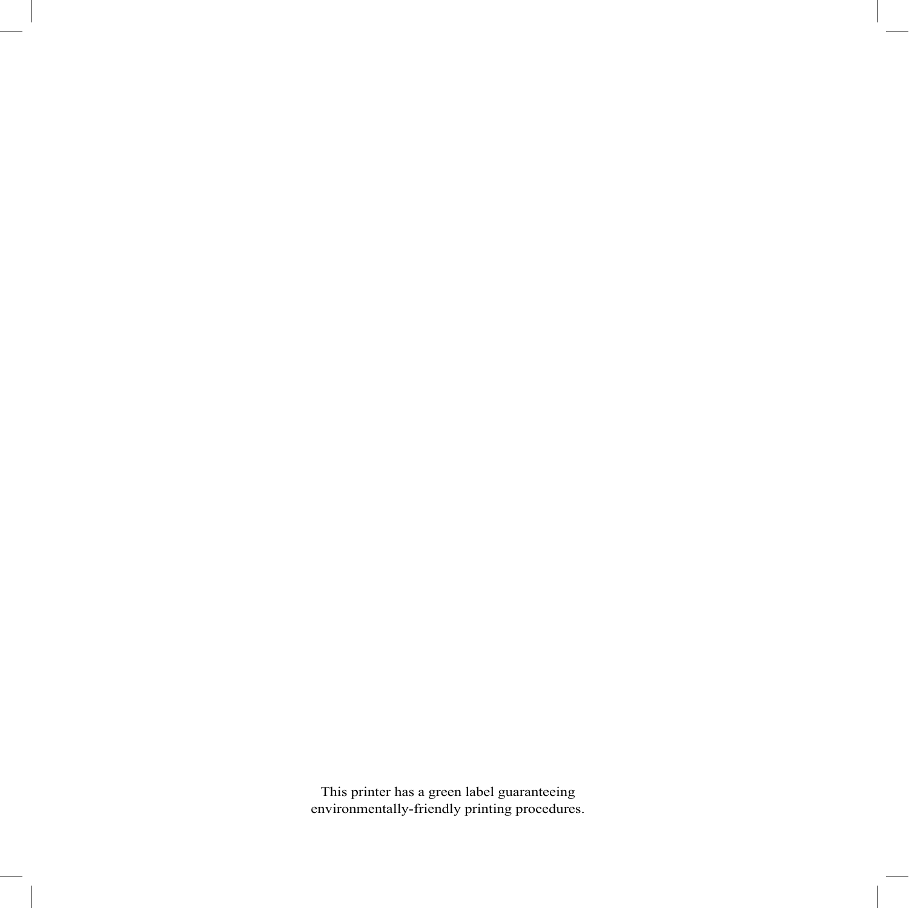This printer has a green label guaranteeing
environmentally-friendly printing procedures.